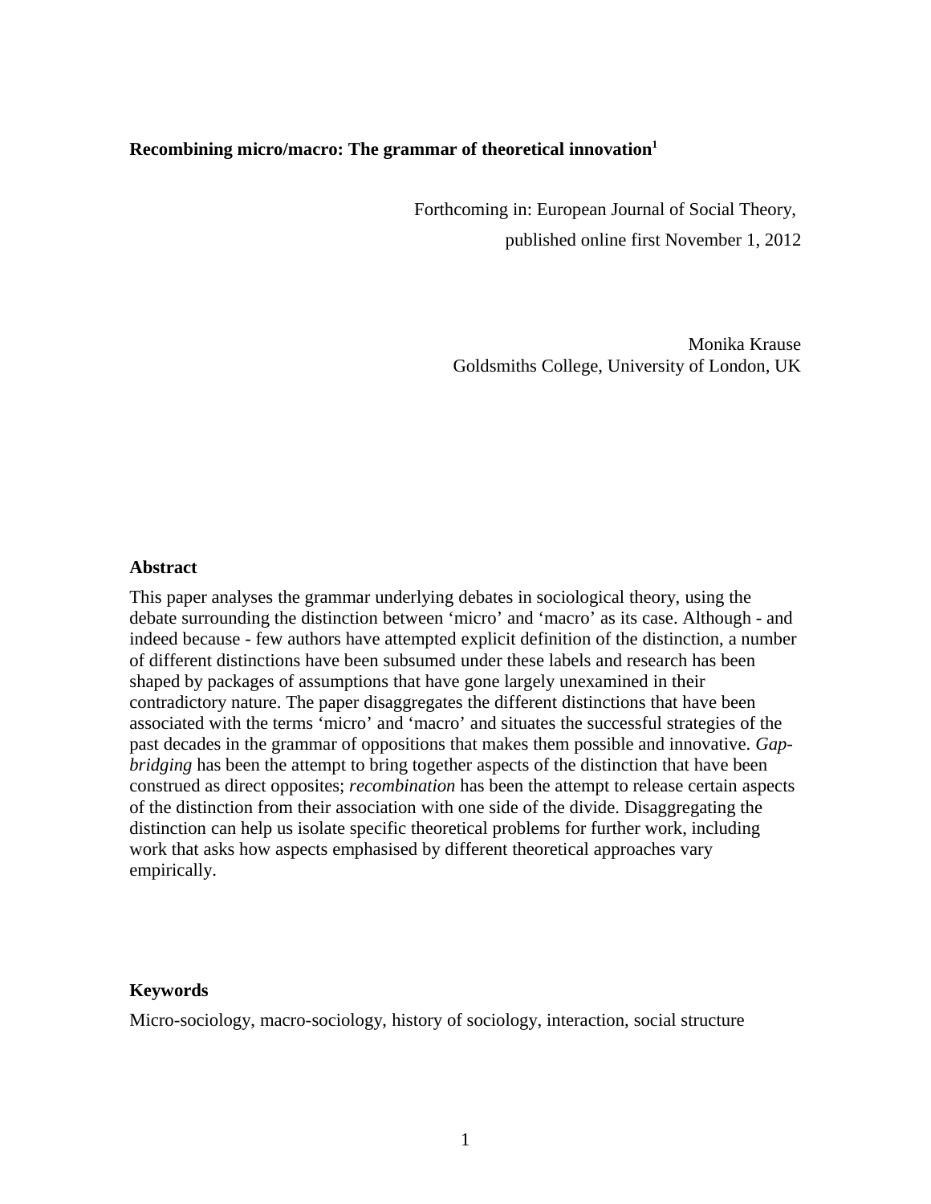**Recombining micro/macro: The grammar of theoretical innovation[1]**

Forthcoming in: European Journal of Social Theory,
published online first November 1, 2012

Monika Krause
Goldsmiths College, University of London, UK

**Abstract**

This paper analyses the grammar underlying debates in sociological theory, using the debate surrounding the distinction between 'micro' and 'macro' as its case. Although - and indeed because - few authors have attempted explicit definition of the distinction, a number of different distinctions have been subsumed under these labels and research has been shaped by packages of assumptions that have gone largely unexamined in their contradictory nature. The paper disaggregates the different distinctions that have been associated with the terms 'micro' and 'macro' and situates the successful strategies of the past decades in the grammar of oppositions that makes them possible and innovative. *Gap-bridging* has been the attempt to bring together aspects of the distinction that have been construed as direct opposites; *recombination* has been the attempt to release certain aspects of the distinction from their association with one side of the divide. Disaggregating the distinction can help us isolate specific theoretical problems for further work, including work that asks how aspects emphasised by different theoretical approaches vary empirically.

**Keywords**

Micro-sociology, macro-sociology, history of sociology, interaction, social structure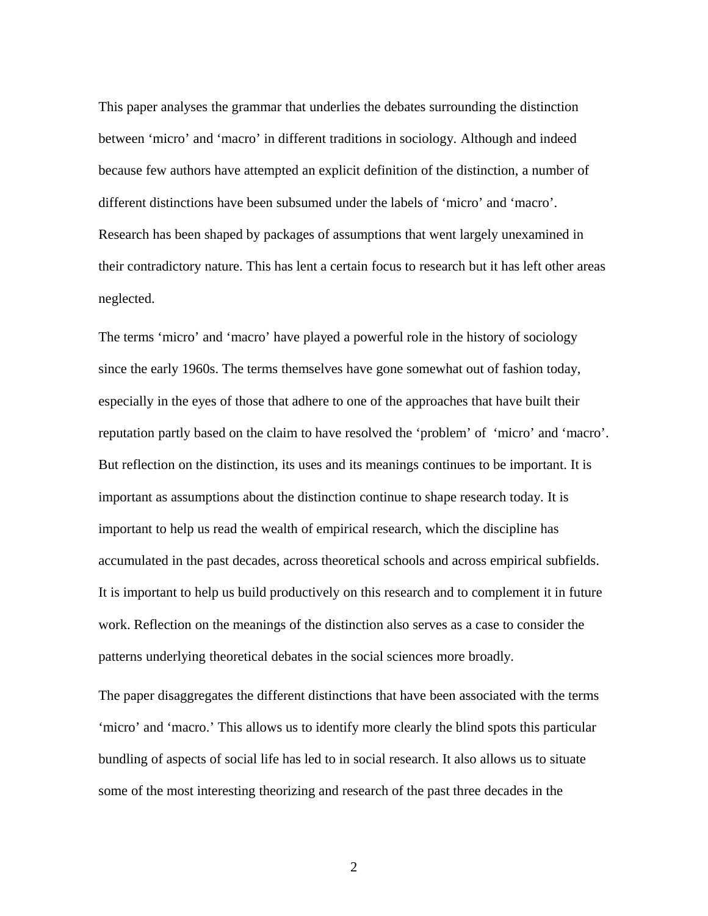This paper analyses the grammar that underlies the debates surrounding the distinction between 'micro' and 'macro' in different traditions in sociology. Although and indeed because few authors have attempted an explicit definition of the distinction, a number of different distinctions have been subsumed under the labels of 'micro' and 'macro'. Research has been shaped by packages of assumptions that went largely unexamined in their contradictory nature. This has lent a certain focus to research but it has left other areas neglected.

The terms 'micro' and 'macro' have played a powerful role in the history of sociology since the early 1960s. The terms themselves have gone somewhat out of fashion today, especially in the eyes of those that adhere to one of the approaches that have built their reputation partly based on the claim to have resolved the 'problem' of 'micro' and 'macro'. But reflection on the distinction, its uses and its meanings continues to be important. It is important as assumptions about the distinction continue to shape research today. It is important to help us read the wealth of empirical research, which the discipline has accumulated in the past decades, across theoretical schools and across empirical subfields. It is important to help us build productively on this research and to complement it in future work. Reflection on the meanings of the distinction also serves as a case to consider the patterns underlying theoretical debates in the social sciences more broadly.

The paper disaggregates the different distinctions that have been associated with the terms 'micro' and 'macro.' This allows us to identify more clearly the blind spots this particular bundling of aspects of social life has led to in social research. It also allows us to situate some of the most interesting theorizing and research of the past three decades in the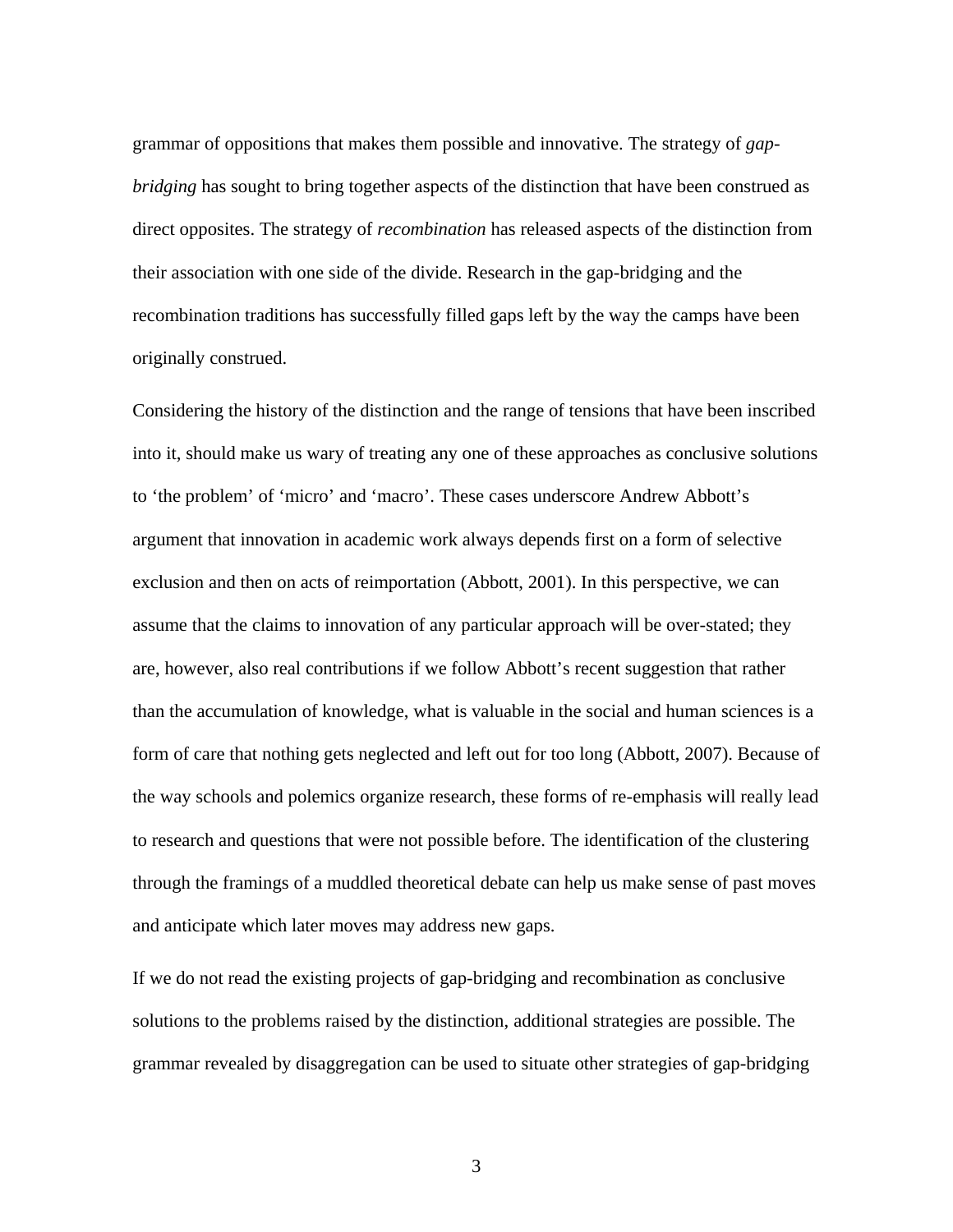grammar of oppositions that makes them possible and innovative. The strategy of *gap-bridging* has sought to bring together aspects of the distinction that have been construed as direct opposites. The strategy of *recombination* has released aspects of the distinction from their association with one side of the divide. Research in the gap-bridging and the recombination traditions has successfully filled gaps left by the way the camps have been originally construed.

Considering the history of the distinction and the range of tensions that have been inscribed into it, should make us wary of treating any one of these approaches as conclusive solutions to 'the problem' of 'micro' and 'macro'. These cases underscore Andrew Abbott's argument that innovation in academic work always depends first on a form of selective exclusion and then on acts of reimportation (Abbott, 2001). In this perspective, we can assume that the claims to innovation of any particular approach will be over-stated; they are, however, also real contributions if we follow Abbott's recent suggestion that rather than the accumulation of knowledge, what is valuable in the social and human sciences is a form of care that nothing gets neglected and left out for too long (Abbott, 2007). Because of the way schools and polemics organize research, these forms of re-emphasis will really lead to research and questions that were not possible before. The identification of the clustering through the framings of a muddled theoretical debate can help us make sense of past moves and anticipate which later moves may address new gaps.

If we do not read the existing projects of gap-bridging and recombination as conclusive solutions to the problems raised by the distinction, additional strategies are possible. The grammar revealed by disaggregation can be used to situate other strategies of gap-bridging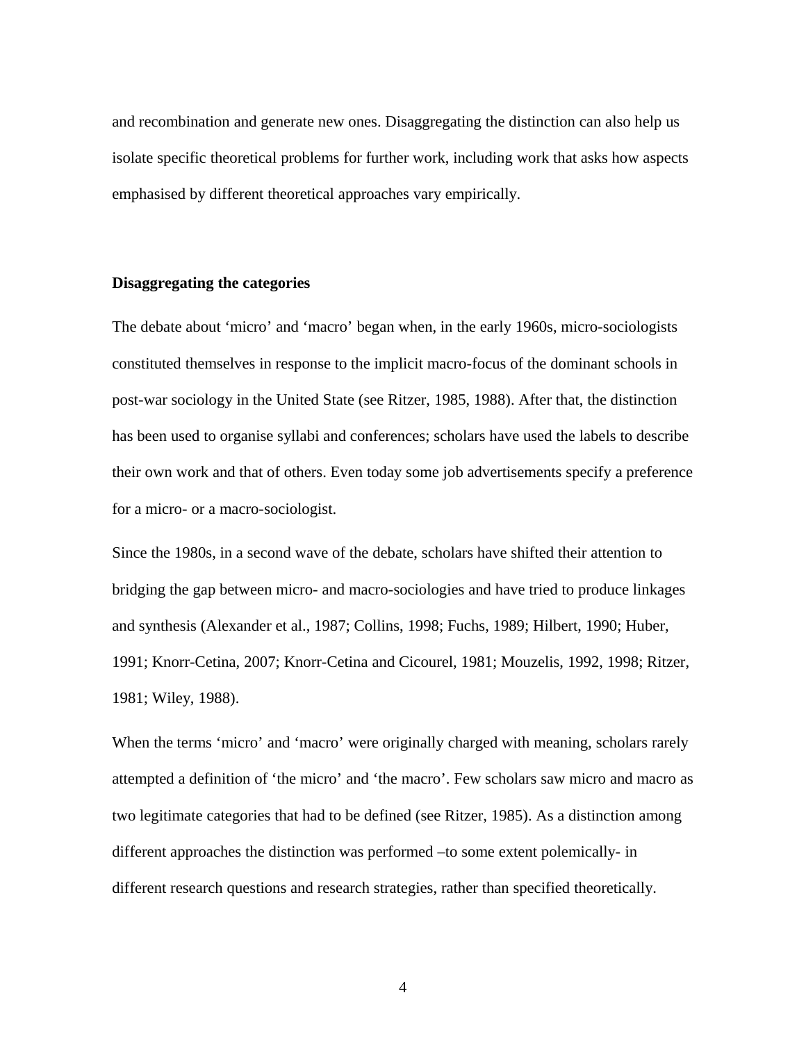and recombination and generate new ones. Disaggregating the distinction can also help us isolate specific theoretical problems for further work, including work that asks how aspects emphasised by different theoretical approaches vary empirically.

## Disaggregating the categories

The debate about 'micro' and 'macro' began when, in the early 1960s, micro-sociologists constituted themselves in response to the implicit macro-focus of the dominant schools in post-war sociology in the United State (see Ritzer, 1985, 1988). After that, the distinction has been used to organise syllabi and conferences; scholars have used the labels to describe their own work and that of others. Even today some job advertisements specify a preference for a micro- or a macro-sociologist.

Since the 1980s, in a second wave of the debate, scholars have shifted their attention to bridging the gap between micro- and macro-sociologies and have tried to produce linkages and synthesis (Alexander et al., 1987; Collins, 1998; Fuchs, 1989; Hilbert, 1990; Huber, 1991; Knorr-Cetina, 2007; Knorr-Cetina and Cicourel, 1981; Mouzelis, 1992, 1998; Ritzer, 1981; Wiley, 1988).

When the terms 'micro' and 'macro' were originally charged with meaning, scholars rarely attempted a definition of 'the micro' and 'the macro'. Few scholars saw micro and macro as two legitimate categories that had to be defined (see Ritzer, 1985). As a distinction among different approaches the distinction was performed –to some extent polemically- in different research questions and research strategies, rather than specified theoretically.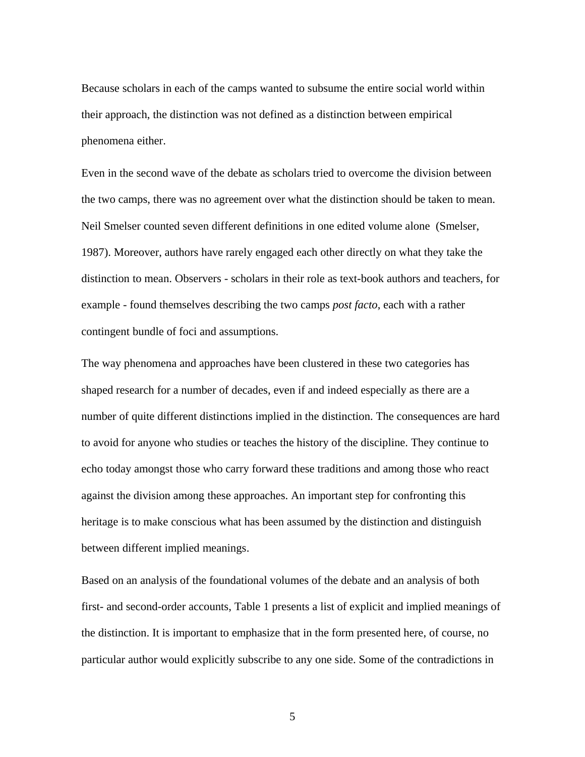Because scholars in each of the camps wanted to subsume the entire social world within their approach, the distinction was not defined as a distinction between empirical phenomena either.

Even in the second wave of the debate as scholars tried to overcome the division between the two camps, there was no agreement over what the distinction should be taken to mean. Neil Smelser counted seven different definitions in one edited volume alone (Smelser, 1987). Moreover, authors have rarely engaged each other directly on what they take the distinction to mean. Observers - scholars in their role as text-book authors and teachers, for example - found themselves describing the two camps *post facto*, each with a rather contingent bundle of foci and assumptions.

The way phenomena and approaches have been clustered in these two categories has shaped research for a number of decades, even if and indeed especially as there are a number of quite different distinctions implied in the distinction. The consequences are hard to avoid for anyone who studies or teaches the history of the discipline. They continue to echo today amongst those who carry forward these traditions and among those who react against the division among these approaches. An important step for confronting this heritage is to make conscious what has been assumed by the distinction and distinguish between different implied meanings.

Based on an analysis of the foundational volumes of the debate and an analysis of both first- and second-order accounts, Table 1 presents a list of explicit and implied meanings of the distinction. It is important to emphasize that in the form presented here, of course, no particular author would explicitly subscribe to any one side. Some of the contradictions in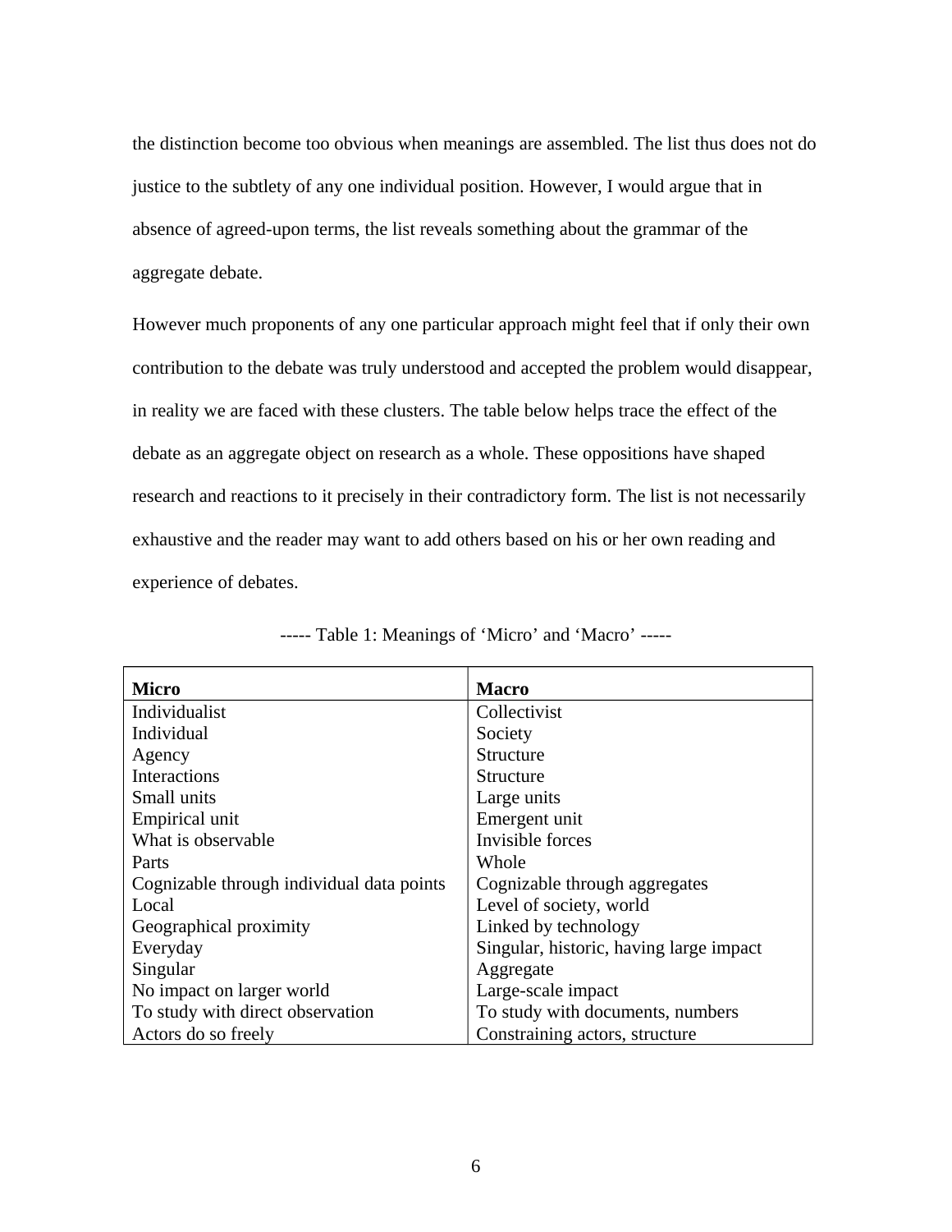the distinction become too obvious when meanings are assembled. The list thus does not do justice to the subtlety of any one individual position. However, I would argue that in absence of agreed-upon terms, the list reveals something about the grammar of the aggregate debate.

However much proponents of any one particular approach might feel that if only their own contribution to the debate was truly understood and accepted the problem would disappear, in reality we are faced with these clusters. The table below helps trace the effect of the debate as an aggregate object on research as a whole. These oppositions have shaped research and reactions to it precisely in their contradictory form. The list is not necessarily exhaustive and the reader may want to add others based on his or her own reading and experience of debates.

----- Table 1: Meanings of 'Micro' and 'Macro' -----

| **Micro** | **Macro** |
|---|---|
| Individualist | Collectivist |
| Individual | Society |
| Agency | Structure |
| Interactions | Structure |
| Small units | Large units |
| Empirical unit | Emergent unit |
| What is observable | Invisible forces |
| Parts | Whole |
| Cognizable through individual data points | Cognizable through aggregates |
| Local | Level of society, world |
| Geographical proximity | Linked by technology |
| Everyday | Singular, historic, having large impact |
| Singular | Aggregate |
| No impact on larger world | Large-scale impact |
| To study with direct observation | To study with documents, numbers |
| Actors do so freely | Constraining actors, structure |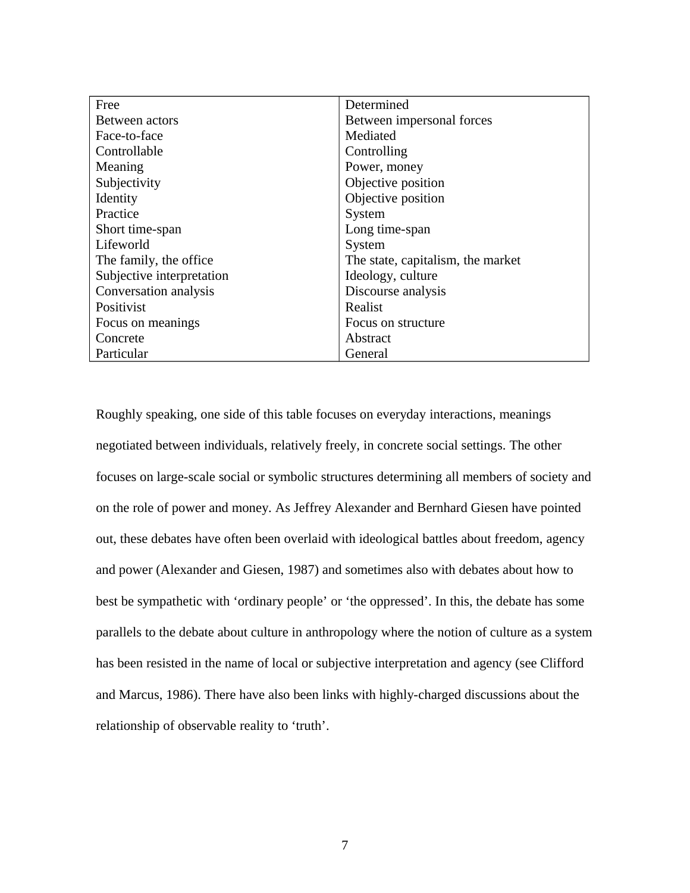| Free | Determined |
|---|---|
| Between actors | Between impersonal forces |
| Face-to-face | Mediated |
| Controllable | Controlling |
| Meaning | Power, money |
| Subjectivity | Objective position |
| Identity | Objective position |
| Practice | System |
| Short time-span | Long time-span |
| Lifeworld | System |
| The family, the office | The state, capitalism, the market |
| Subjective interpretation | Ideology, culture |
| Conversation analysis | Discourse analysis |
| Positivist | Realist |
| Focus on meanings | Focus on structure |
| Concrete | Abstract |
| Particular | General |

Roughly speaking, one side of this table focuses on everyday interactions, meanings negotiated between individuals, relatively freely, in concrete social settings. The other focuses on large-scale social or symbolic structures determining all members of society and on the role of power and money. As Jeffrey Alexander and Bernhard Giesen have pointed out, these debates have often been overlaid with ideological battles about freedom, agency and power (Alexander and Giesen, 1987) and sometimes also with debates about how to best be sympathetic with 'ordinary people' or 'the oppressed'. In this, the debate has some parallels to the debate about culture in anthropology where the notion of culture as a system has been resisted in the name of local or subjective interpretation and agency (see Clifford and Marcus, 1986). There have also been links with highly-charged discussions about the relationship of observable reality to 'truth'.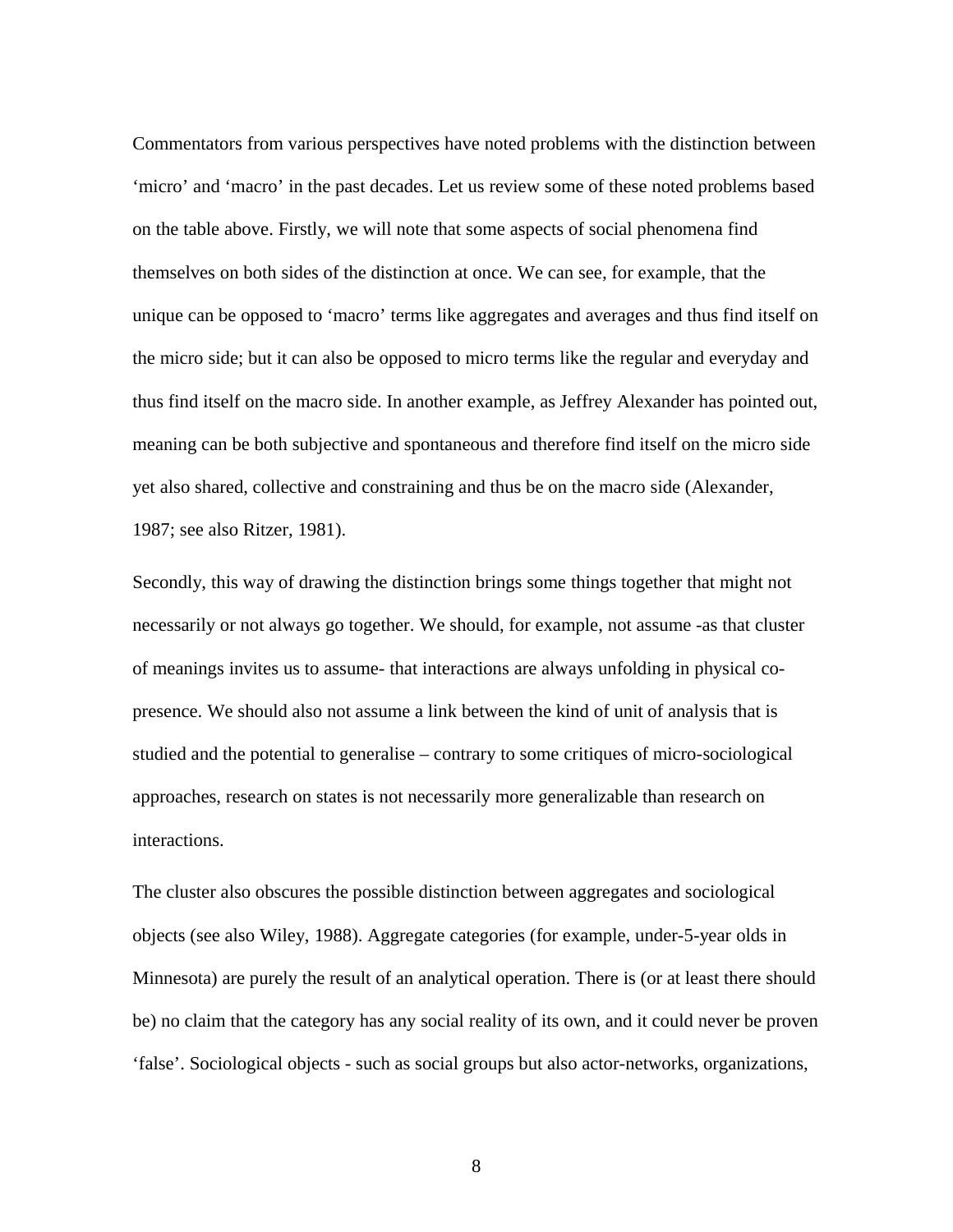Commentators from various perspectives have noted problems with the distinction between 'micro' and 'macro' in the past decades. Let us review some of these noted problems based on the table above. Firstly, we will note that some aspects of social phenomena find themselves on both sides of the distinction at once. We can see, for example, that the unique can be opposed to 'macro' terms like aggregates and averages and thus find itself on the micro side; but it can also be opposed to micro terms like the regular and everyday and thus find itself on the macro side. In another example, as Jeffrey Alexander has pointed out, meaning can be both subjective and spontaneous and therefore find itself on the micro side yet also shared, collective and constraining and thus be on the macro side (Alexander, 1987; see also Ritzer, 1981).

Secondly, this way of drawing the distinction brings some things together that might not necessarily or not always go together. We should, for example, not assume -as that cluster of meanings invites us to assume- that interactions are always unfolding in physical co-presence. We should also not assume a link between the kind of unit of analysis that is studied and the potential to generalise – contrary to some critiques of micro-sociological approaches, research on states is not necessarily more generalizable than research on interactions.

The cluster also obscures the possible distinction between aggregates and sociological objects (see also Wiley, 1988). Aggregate categories (for example, under-5-year olds in Minnesota) are purely the result of an analytical operation. There is (or at least there should be) no claim that the category has any social reality of its own, and it could never be proven 'false'. Sociological objects - such as social groups but also actor-networks, organizations,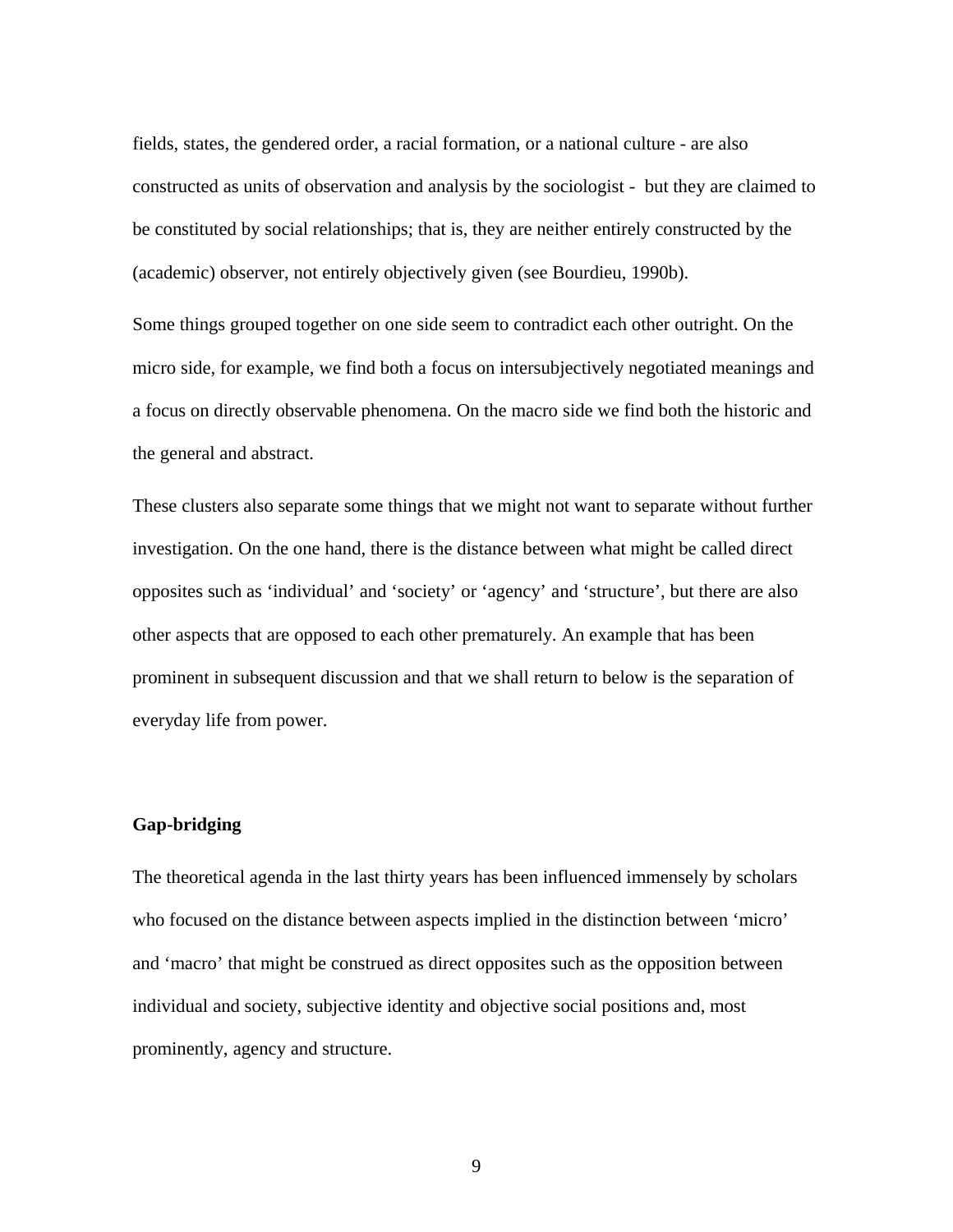fields, states, the gendered order, a racial formation, or a national culture - are also constructed as units of observation and analysis by the sociologist - but they are claimed to be constituted by social relationships; that is, they are neither entirely constructed by the (academic) observer, not entirely objectively given (see Bourdieu, 1990b).

Some things grouped together on one side seem to contradict each other outright. On the micro side, for example, we find both a focus on intersubjectively negotiated meanings and a focus on directly observable phenomena. On the macro side we find both the historic and the general and abstract.

These clusters also separate some things that we might not want to separate without further investigation. On the one hand, there is the distance between what might be called direct opposites such as 'individual' and 'society' or 'agency' and 'structure', but there are also other aspects that are opposed to each other prematurely. An example that has been prominent in subsequent discussion and that we shall return to below is the separation of everyday life from power.

**Gap-bridging**

The theoretical agenda in the last thirty years has been influenced immensely by scholars who focused on the distance between aspects implied in the distinction between 'micro' and 'macro' that might be construed as direct opposites such as the opposition between individual and society, subjective identity and objective social positions and, most prominently, agency and structure.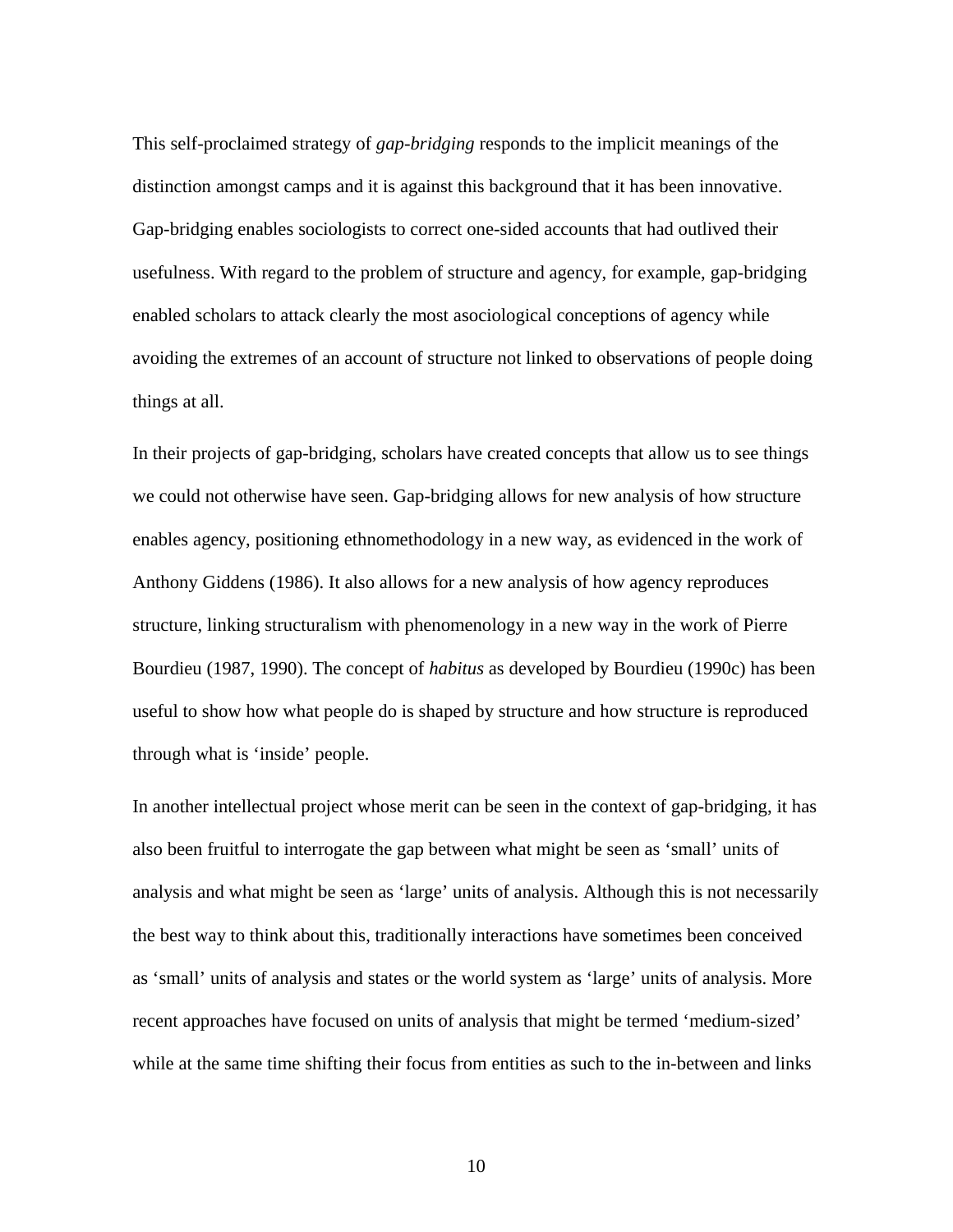This self-proclaimed strategy of *gap-bridging* responds to the implicit meanings of the distinction amongst camps and it is against this background that it has been innovative. Gap-bridging enables sociologists to correct one-sided accounts that had outlived their usefulness. With regard to the problem of structure and agency, for example, gap-bridging enabled scholars to attack clearly the most asociological conceptions of agency while avoiding the extremes of an account of structure not linked to observations of people doing things at all.

In their projects of gap-bridging, scholars have created concepts that allow us to see things we could not otherwise have seen. Gap-bridging allows for new analysis of how structure enables agency, positioning ethnomethodology in a new way, as evidenced in the work of Anthony Giddens (1986). It also allows for a new analysis of how agency reproduces structure, linking structuralism with phenomenology in a new way in the work of Pierre Bourdieu (1987, 1990). The concept of *habitus* as developed by Bourdieu (1990c) has been useful to show how what people do is shaped by structure and how structure is reproduced through what is 'inside' people.

In another intellectual project whose merit can be seen in the context of gap-bridging, it has also been fruitful to interrogate the gap between what might be seen as 'small' units of analysis and what might be seen as 'large' units of analysis. Although this is not necessarily the best way to think about this, traditionally interactions have sometimes been conceived as 'small' units of analysis and states or the world system as 'large' units of analysis. More recent approaches have focused on units of analysis that might be termed 'medium-sized' while at the same time shifting their focus from entities as such to the in-between and links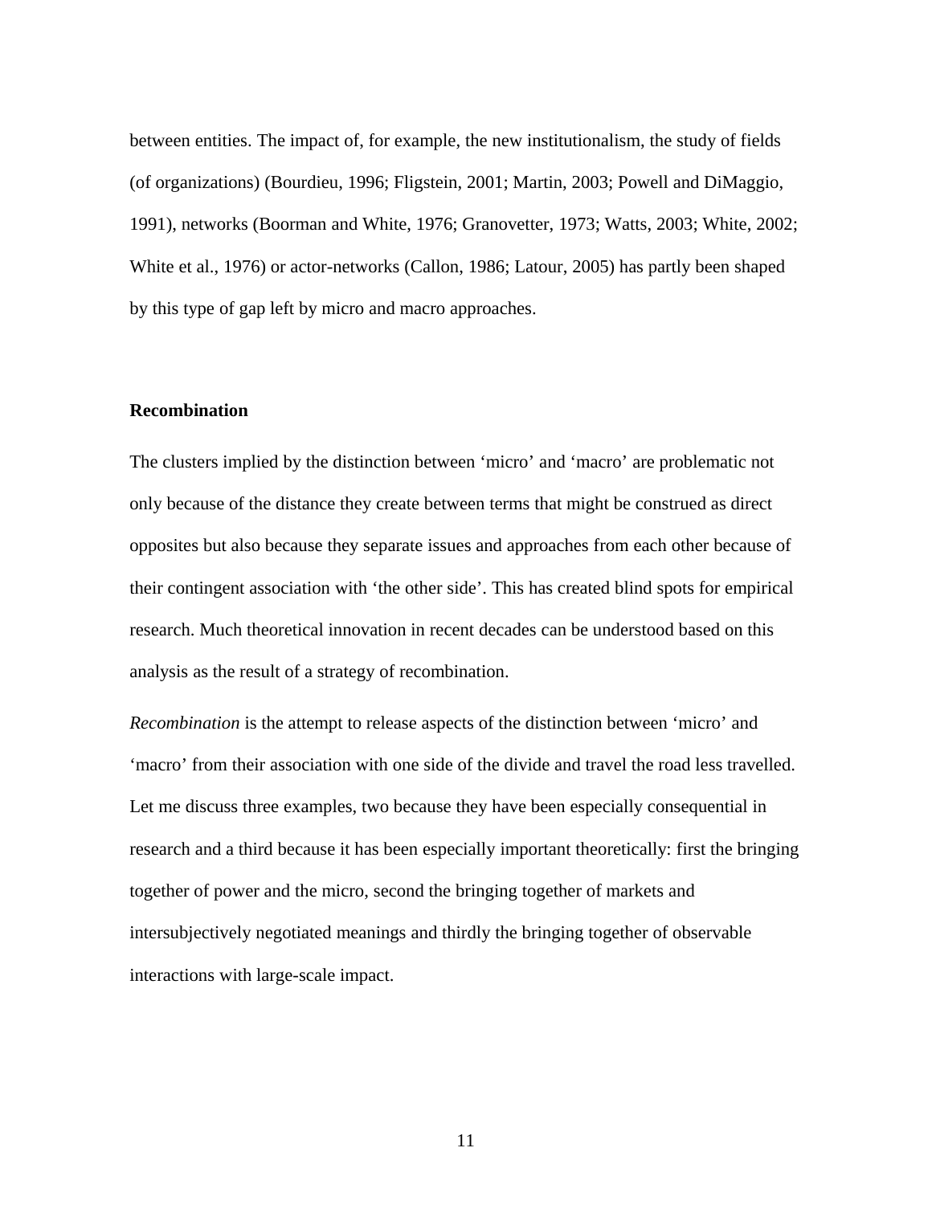between entities. The impact of, for example, the new institutionalism, the study of fields (of organizations) (Bourdieu, 1996; Fligstein, 2001; Martin, 2003; Powell and DiMaggio, 1991), networks (Boorman and White, 1976; Granovetter, 1973; Watts, 2003; White, 2002; White et al., 1976) or actor-networks (Callon, 1986; Latour, 2005) has partly been shaped by this type of gap left by micro and macro approaches.

**Recombination**

The clusters implied by the distinction between 'micro' and 'macro' are problematic not only because of the distance they create between terms that might be construed as direct opposites but also because they separate issues and approaches from each other because of their contingent association with 'the other side'. This has created blind spots for empirical research. Much theoretical innovation in recent decades can be understood based on this analysis as the result of a strategy of recombination.

*Recombination* is the attempt to release aspects of the distinction between 'micro' and 'macro' from their association with one side of the divide and travel the road less travelled. Let me discuss three examples, two because they have been especially consequential in research and a third because it has been especially important theoretically: first the bringing together of power and the micro, second the bringing together of markets and intersubjectively negotiated meanings and thirdly the bringing together of observable interactions with large-scale impact.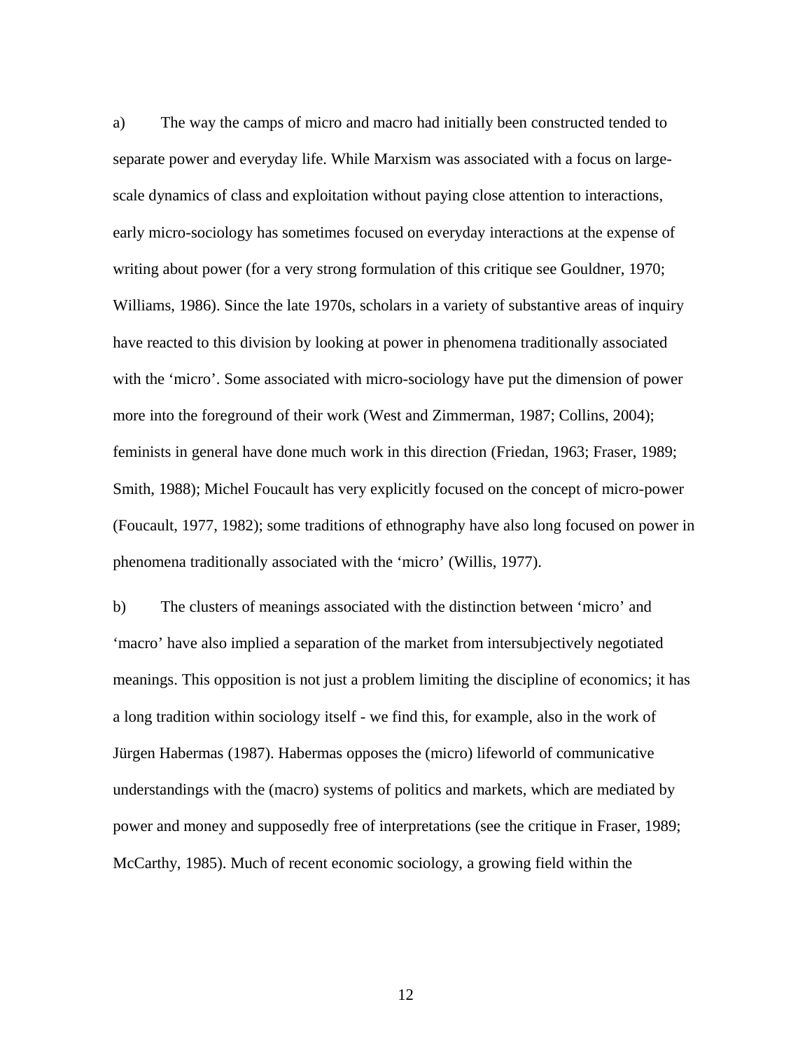a) The way the camps of micro and macro had initially been constructed tended to separate power and everyday life. While Marxism was associated with a focus on large-scale dynamics of class and exploitation without paying close attention to interactions, early micro-sociology has sometimes focused on everyday interactions at the expense of writing about power (for a very strong formulation of this critique see Gouldner, 1970; Williams, 1986). Since the late 1970s, scholars in a variety of substantive areas of inquiry have reacted to this division by looking at power in phenomena traditionally associated with the 'micro'. Some associated with micro-sociology have put the dimension of power more into the foreground of their work (West and Zimmerman, 1987; Collins, 2004); feminists in general have done much work in this direction (Friedan, 1963; Fraser, 1989; Smith, 1988); Michel Foucault has very explicitly focused on the concept of micro-power (Foucault, 1977, 1982); some traditions of ethnography have also long focused on power in phenomena traditionally associated with the 'micro' (Willis, 1977).

b) The clusters of meanings associated with the distinction between 'micro' and 'macro' have also implied a separation of the market from intersubjectively negotiated meanings. This opposition is not just a problem limiting the discipline of economics; it has a long tradition within sociology itself - we find this, for example, also in the work of Jürgen Habermas (1987). Habermas opposes the (micro) lifeworld of communicative understandings with the (macro) systems of politics and markets, which are mediated by power and money and supposedly free of interpretations (see the critique in Fraser, 1989; McCarthy, 1985). Much of recent economic sociology, a growing field within the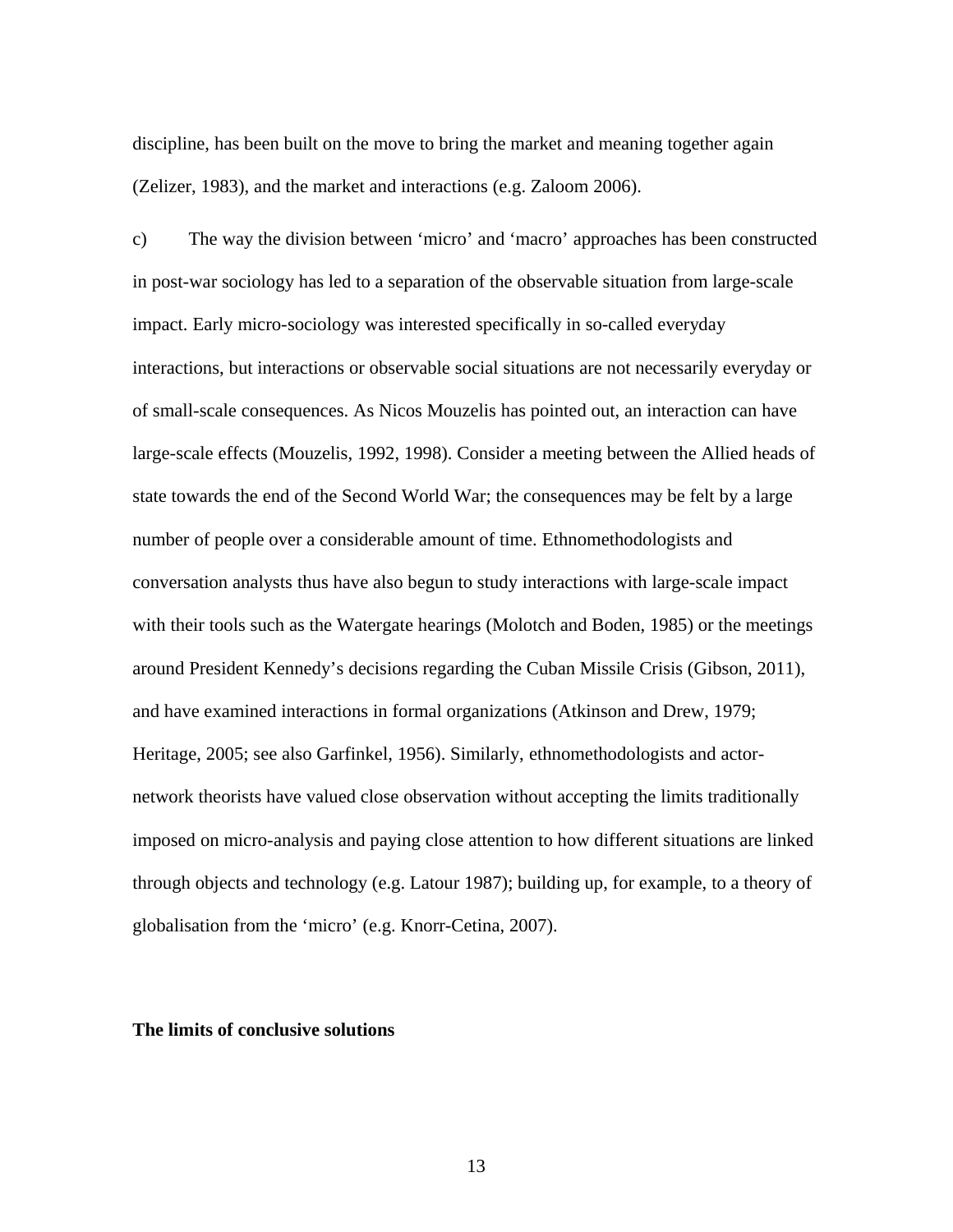discipline, has been built on the move to bring the market and meaning together again (Zelizer, 1983), and the market and interactions (e.g. Zaloom 2006).

c) The way the division between 'micro' and 'macro' approaches has been constructed in post-war sociology has led to a separation of the observable situation from large-scale impact. Early micro-sociology was interested specifically in so-called everyday interactions, but interactions or observable social situations are not necessarily everyday or of small-scale consequences. As Nicos Mouzelis has pointed out, an interaction can have large-scale effects (Mouzelis, 1992, 1998). Consider a meeting between the Allied heads of state towards the end of the Second World War; the consequences may be felt by a large number of people over a considerable amount of time. Ethnomethodologists and conversation analysts thus have also begun to study interactions with large-scale impact with their tools such as the Watergate hearings (Molotch and Boden, 1985) or the meetings around President Kennedy's decisions regarding the Cuban Missile Crisis (Gibson, 2011), and have examined interactions in formal organizations (Atkinson and Drew, 1979; Heritage, 2005; see also Garfinkel, 1956). Similarly, ethnomethodologists and actor-network theorists have valued close observation without accepting the limits traditionally imposed on micro-analysis and paying close attention to how different situations are linked through objects and technology (e.g. Latour 1987); building up, for example, to a theory of globalisation from the 'micro' (e.g. Knorr-Cetina, 2007).

**The limits of conclusive solutions**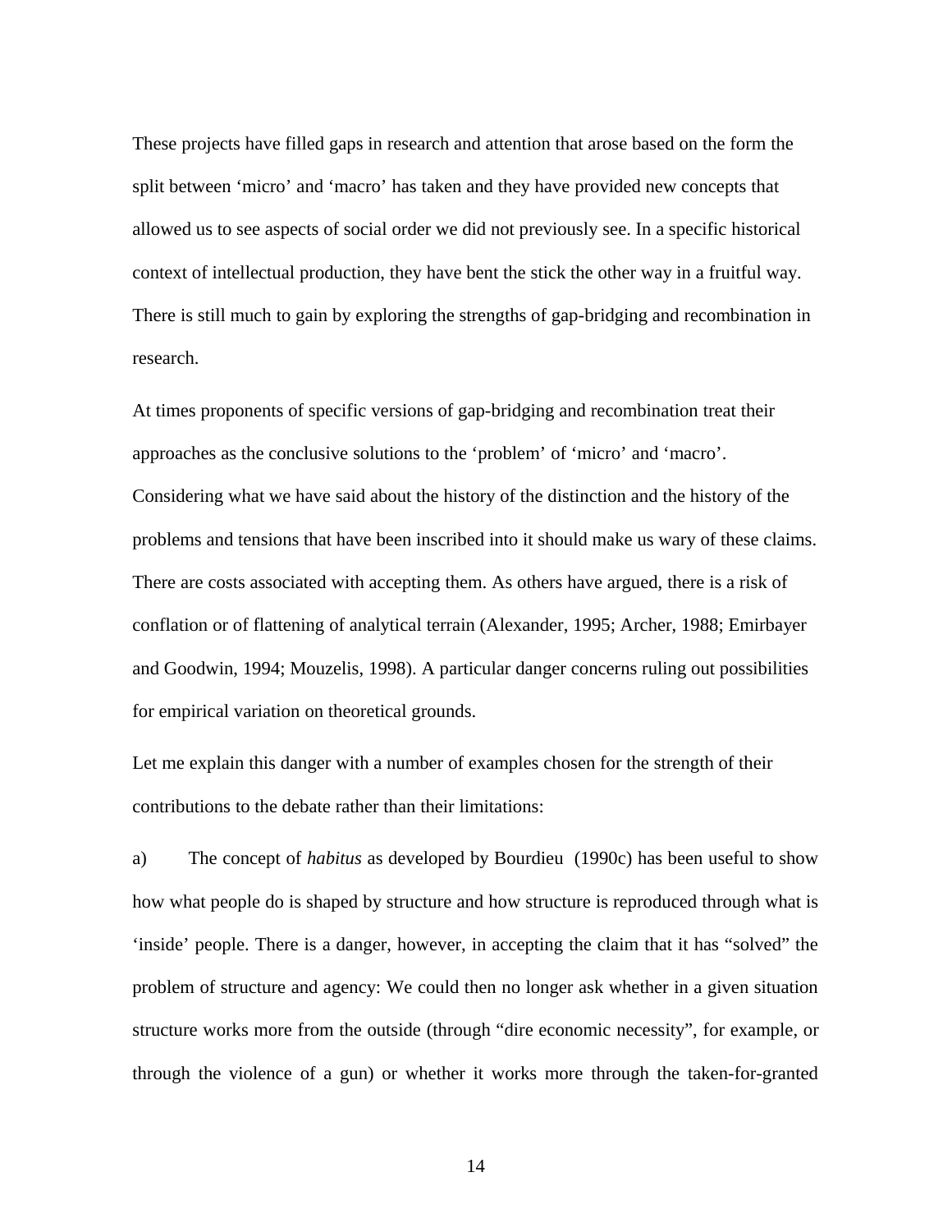These projects have filled gaps in research and attention that arose based on the form the split between 'micro' and 'macro' has taken and they have provided new concepts that allowed us to see aspects of social order we did not previously see. In a specific historical context of intellectual production, they have bent the stick the other way in a fruitful way. There is still much to gain by exploring the strengths of gap-bridging and recombination in research.

At times proponents of specific versions of gap-bridging and recombination treat their approaches as the conclusive solutions to the 'problem' of 'micro' and 'macro'. Considering what we have said about the history of the distinction and the history of the problems and tensions that have been inscribed into it should make us wary of these claims. There are costs associated with accepting them. As others have argued, there is a risk of conflation or of flattening of analytical terrain (Alexander, 1995; Archer, 1988; Emirbayer and Goodwin, 1994; Mouzelis, 1998). A particular danger concerns ruling out possibilities for empirical variation on theoretical grounds.

Let me explain this danger with a number of examples chosen for the strength of their contributions to the debate rather than their limitations:

a) The concept of *habitus* as developed by Bourdieu (1990c) has been useful to show how what people do is shaped by structure and how structure is reproduced through what is 'inside' people. There is a danger, however, in accepting the claim that it has "solved" the problem of structure and agency: We could then no longer ask whether in a given situation structure works more from the outside (through "dire economic necessity", for example, or through the violence of a gun) or whether it works more through the taken-for-granted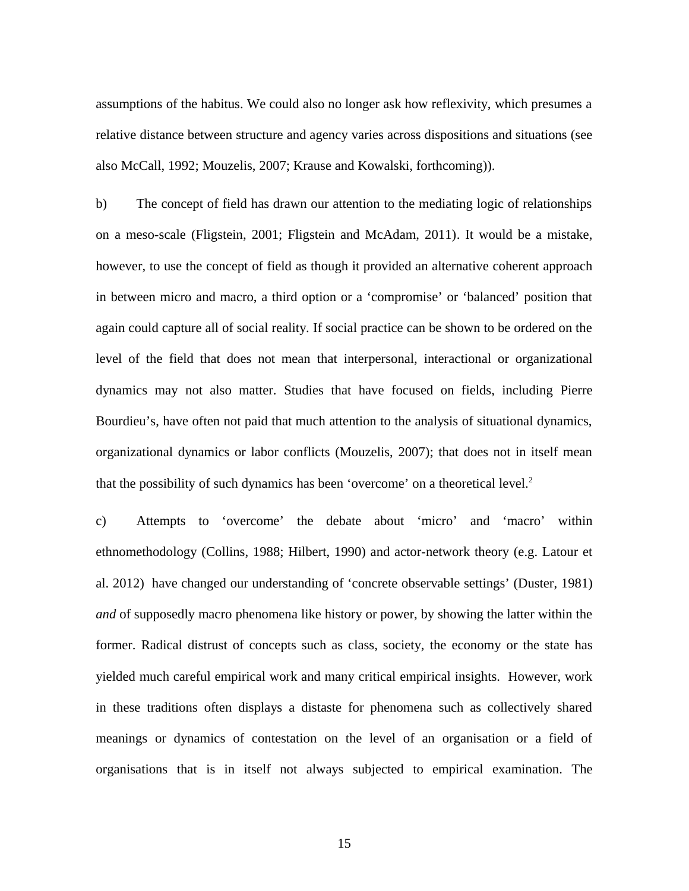assumptions of the habitus. We could also no longer ask how reflexivity, which presumes a relative distance between structure and agency varies across dispositions and situations (see also McCall, 1992; Mouzelis, 2007; Krause and Kowalski, forthcoming)).

b) The concept of field has drawn our attention to the mediating logic of relationships on a meso-scale (Fligstein, 2001; Fligstein and McAdam, 2011). It would be a mistake, however, to use the concept of field as though it provided an alternative coherent approach in between micro and macro, a third option or a 'compromise' or 'balanced' position that again could capture all of social reality. If social practice can be shown to be ordered on the level of the field that does not mean that interpersonal, interactional or organizational dynamics may not also matter. Studies that have focused on fields, including Pierre Bourdieu's, have often not paid that much attention to the analysis of situational dynamics, organizational dynamics or labor conflicts (Mouzelis, 2007); that does not in itself mean that the possibility of such dynamics has been 'overcome' on a theoretical level.[2]

c) Attempts to 'overcome' the debate about 'micro' and 'macro' within ethnomethodology (Collins, 1988; Hilbert, 1990) and actor-network theory (e.g. Latour et al. 2012) have changed our understanding of 'concrete observable settings' (Duster, 1981) *and* of supposedly macro phenomena like history or power, by showing the latter within the former. Radical distrust of concepts such as class, society, the economy or the state has yielded much careful empirical work and many critical empirical insights. However, work in these traditions often displays a distaste for phenomena such as collectively shared meanings or dynamics of contestation on the level of an organisation or a field of organisations that is in itself not always subjected to empirical examination. The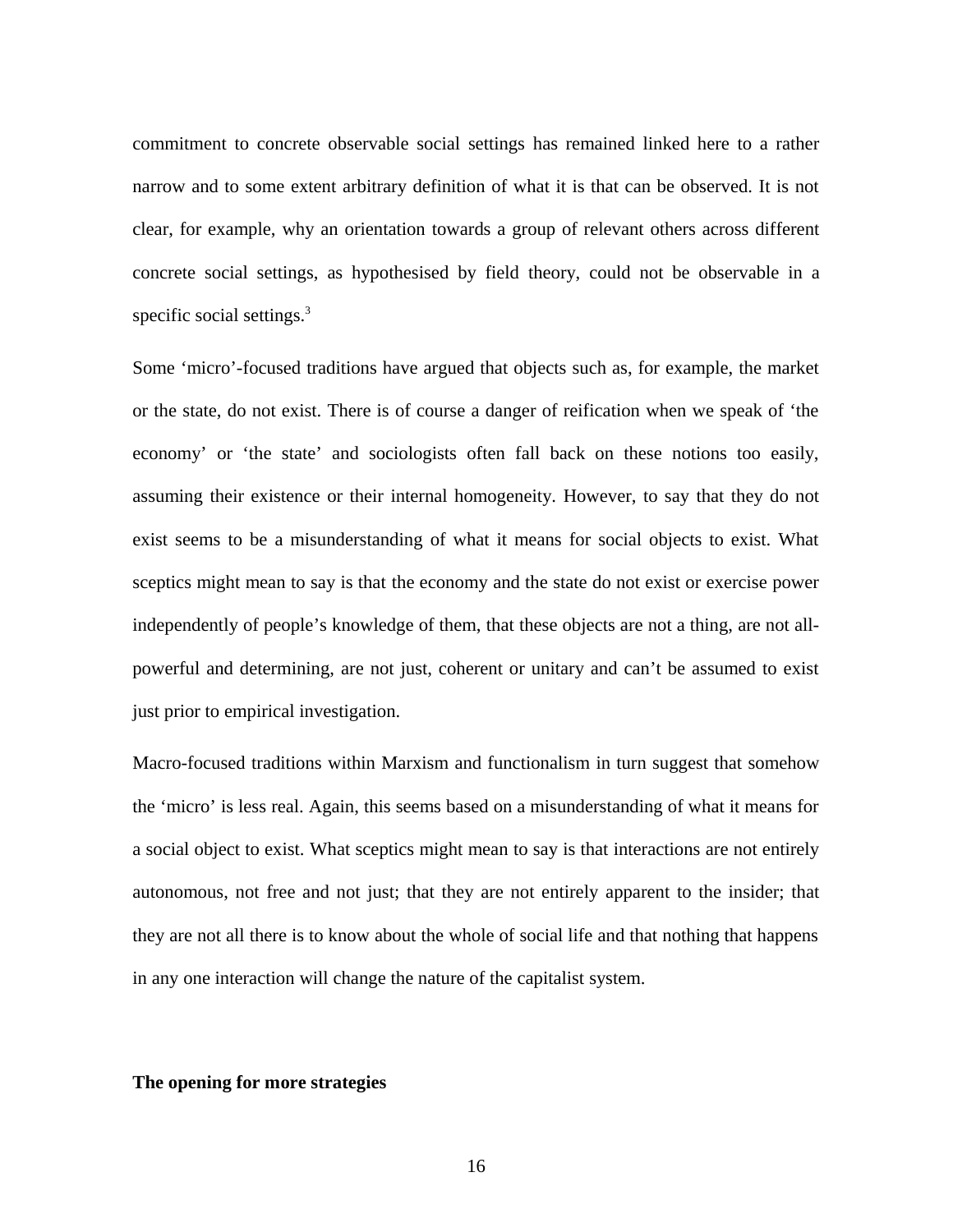commitment to concrete observable social settings has remained linked here to a rather narrow and to some extent arbitrary definition of what it is that can be observed. It is not clear, for example, why an orientation towards a group of relevant others across different concrete social settings, as hypothesised by field theory, could not be observable in a specific social settings.[3]

Some 'micro'-focused traditions have argued that objects such as, for example, the market or the state, do not exist. There is of course a danger of reification when we speak of 'the economy' or 'the state' and sociologists often fall back on these notions too easily, assuming their existence or their internal homogeneity. However, to say that they do not exist seems to be a misunderstanding of what it means for social objects to exist. What sceptics might mean to say is that the economy and the state do not exist or exercise power independently of people's knowledge of them, that these objects are not a thing, are not all-powerful and determining, are not just, coherent or unitary and can't be assumed to exist just prior to empirical investigation.

Macro-focused traditions within Marxism and functionalism in turn suggest that somehow the 'micro' is less real. Again, this seems based on a misunderstanding of what it means for a social object to exist. What sceptics might mean to say is that interactions are not entirely autonomous, not free and not just; that they are not entirely apparent to the insider; that they are not all there is to know about the whole of social life and that nothing that happens in any one interaction will change the nature of the capitalist system.

**The opening for more strategies**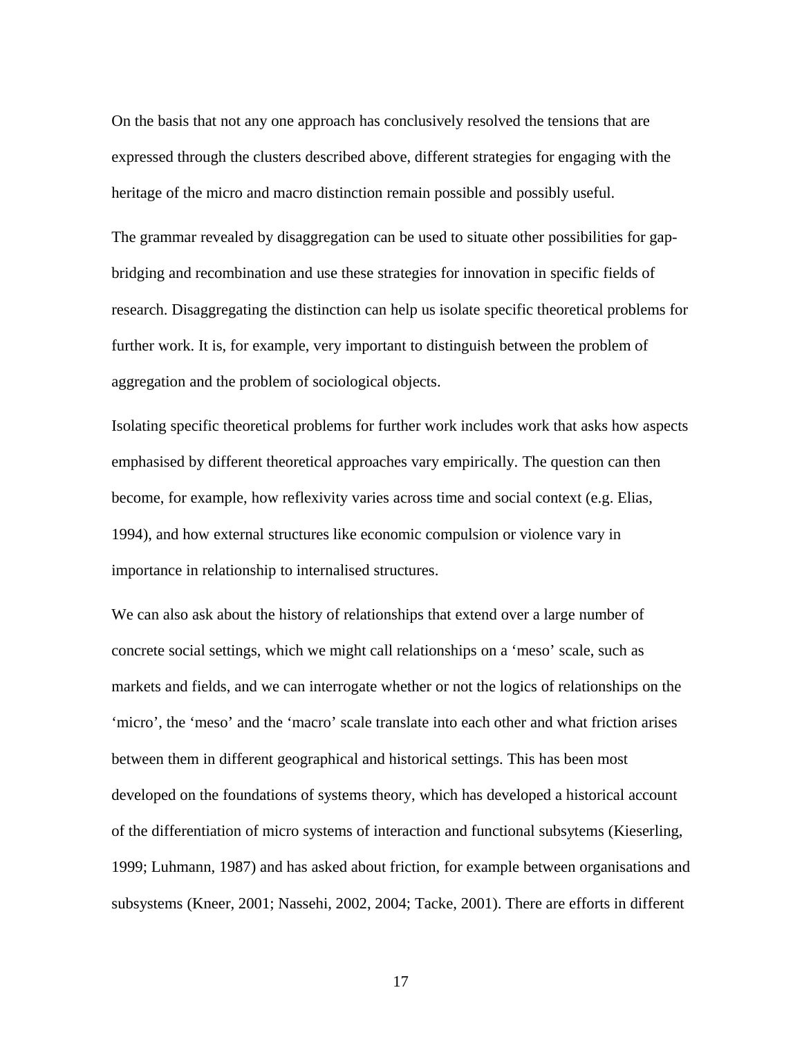On the basis that not any one approach has conclusively resolved the tensions that are expressed through the clusters described above, different strategies for engaging with the heritage of the micro and macro distinction remain possible and possibly useful.

The grammar revealed by disaggregation can be used to situate other possibilities for gap-bridging and recombination and use these strategies for innovation in specific fields of research. Disaggregating the distinction can help us isolate specific theoretical problems for further work. It is, for example, very important to distinguish between the problem of aggregation and the problem of sociological objects.

Isolating specific theoretical problems for further work includes work that asks how aspects emphasised by different theoretical approaches vary empirically. The question can then become, for example, how reflexivity varies across time and social context (e.g. Elias, 1994), and how external structures like economic compulsion or violence vary in importance in relationship to internalised structures.

We can also ask about the history of relationships that extend over a large number of concrete social settings, which we might call relationships on a 'meso' scale, such as markets and fields, and we can interrogate whether or not the logics of relationships on the 'micro', the 'meso' and the 'macro' scale translate into each other and what friction arises between them in different geographical and historical settings. This has been most developed on the foundations of systems theory, which has developed a historical account of the differentiation of micro systems of interaction and functional subsytems (Kieserling, 1999; Luhmann, 1987) and has asked about friction, for example between organisations and subsystems (Kneer, 2001; Nassehi, 2002, 2004; Tacke, 2001). There are efforts in different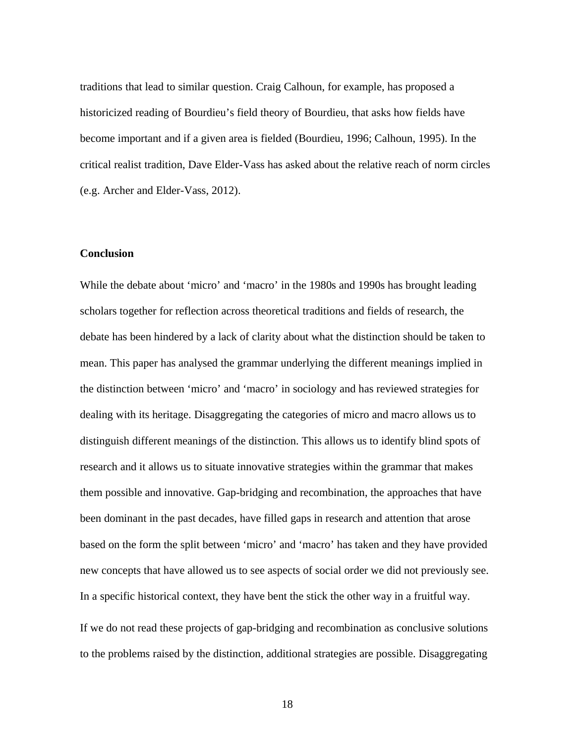traditions that lead to similar question. Craig Calhoun, for example, has proposed a historicized reading of Bourdieu's field theory of Bourdieu, that asks how fields have become important and if a given area is fielded (Bourdieu, 1996; Calhoun, 1995). In the critical realist tradition, Dave Elder-Vass has asked about the relative reach of norm circles (e.g. Archer and Elder-Vass, 2012).

**Conclusion**

While the debate about 'micro' and 'macro' in the 1980s and 1990s has brought leading scholars together for reflection across theoretical traditions and fields of research, the debate has been hindered by a lack of clarity about what the distinction should be taken to mean. This paper has analysed the grammar underlying the different meanings implied in the distinction between 'micro' and 'macro' in sociology and has reviewed strategies for dealing with its heritage. Disaggregating the categories of micro and macro allows us to distinguish different meanings of the distinction. This allows us to identify blind spots of research and it allows us to situate innovative strategies within the grammar that makes them possible and innovative. Gap-bridging and recombination, the approaches that have been dominant in the past decades, have filled gaps in research and attention that arose based on the form the split between 'micro' and 'macro' has taken and they have provided new concepts that have allowed us to see aspects of social order we did not previously see. In a specific historical context, they have bent the stick the other way in a fruitful way.

If we do not read these projects of gap-bridging and recombination as conclusive solutions to the problems raised by the distinction, additional strategies are possible. Disaggregating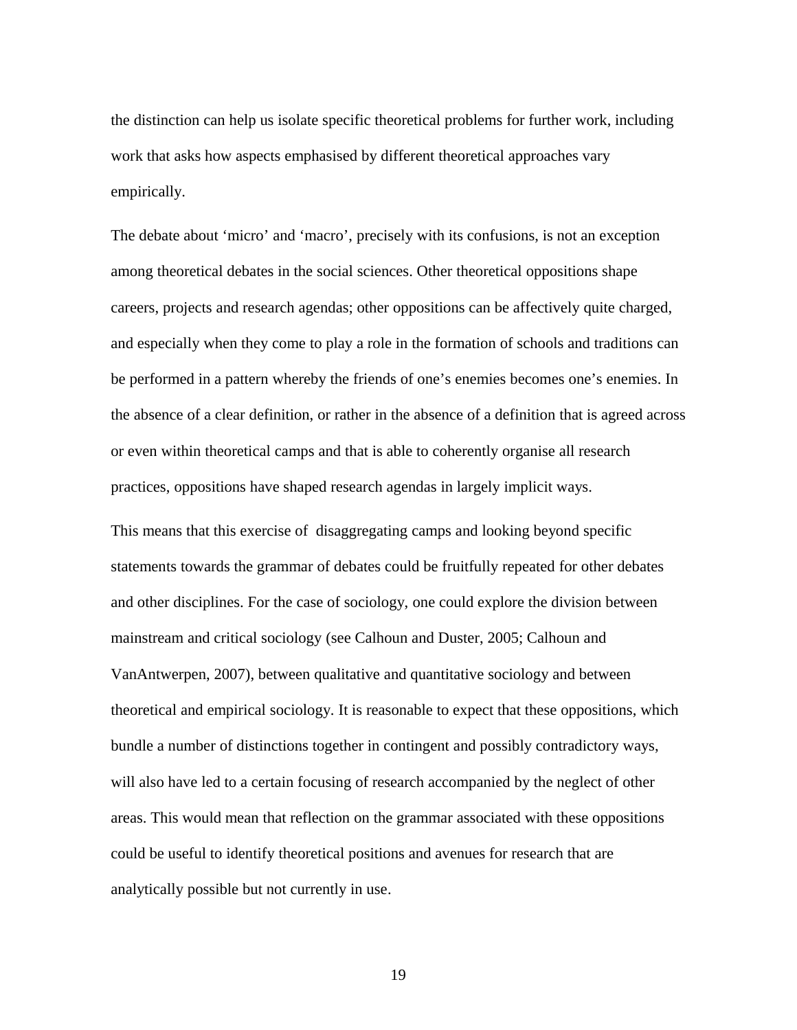the distinction can help us isolate specific theoretical problems for further work, including work that asks how aspects emphasised by different theoretical approaches vary empirically.

The debate about 'micro' and 'macro', precisely with its confusions, is not an exception among theoretical debates in the social sciences. Other theoretical oppositions shape careers, projects and research agendas; other oppositions can be affectively quite charged, and especially when they come to play a role in the formation of schools and traditions can be performed in a pattern whereby the friends of one's enemies becomes one's enemies. In the absence of a clear definition, or rather in the absence of a definition that is agreed across or even within theoretical camps and that is able to coherently organise all research practices, oppositions have shaped research agendas in largely implicit ways.

This means that this exercise of disaggregating camps and looking beyond specific statements towards the grammar of debates could be fruitfully repeated for other debates and other disciplines. For the case of sociology, one could explore the division between mainstream and critical sociology (see Calhoun and Duster, 2005; Calhoun and VanAntwerpen, 2007), between qualitative and quantitative sociology and between theoretical and empirical sociology. It is reasonable to expect that these oppositions, which bundle a number of distinctions together in contingent and possibly contradictory ways, will also have led to a certain focusing of research accompanied by the neglect of other areas. This would mean that reflection on the grammar associated with these oppositions could be useful to identify theoretical positions and avenues for research that are analytically possible but not currently in use.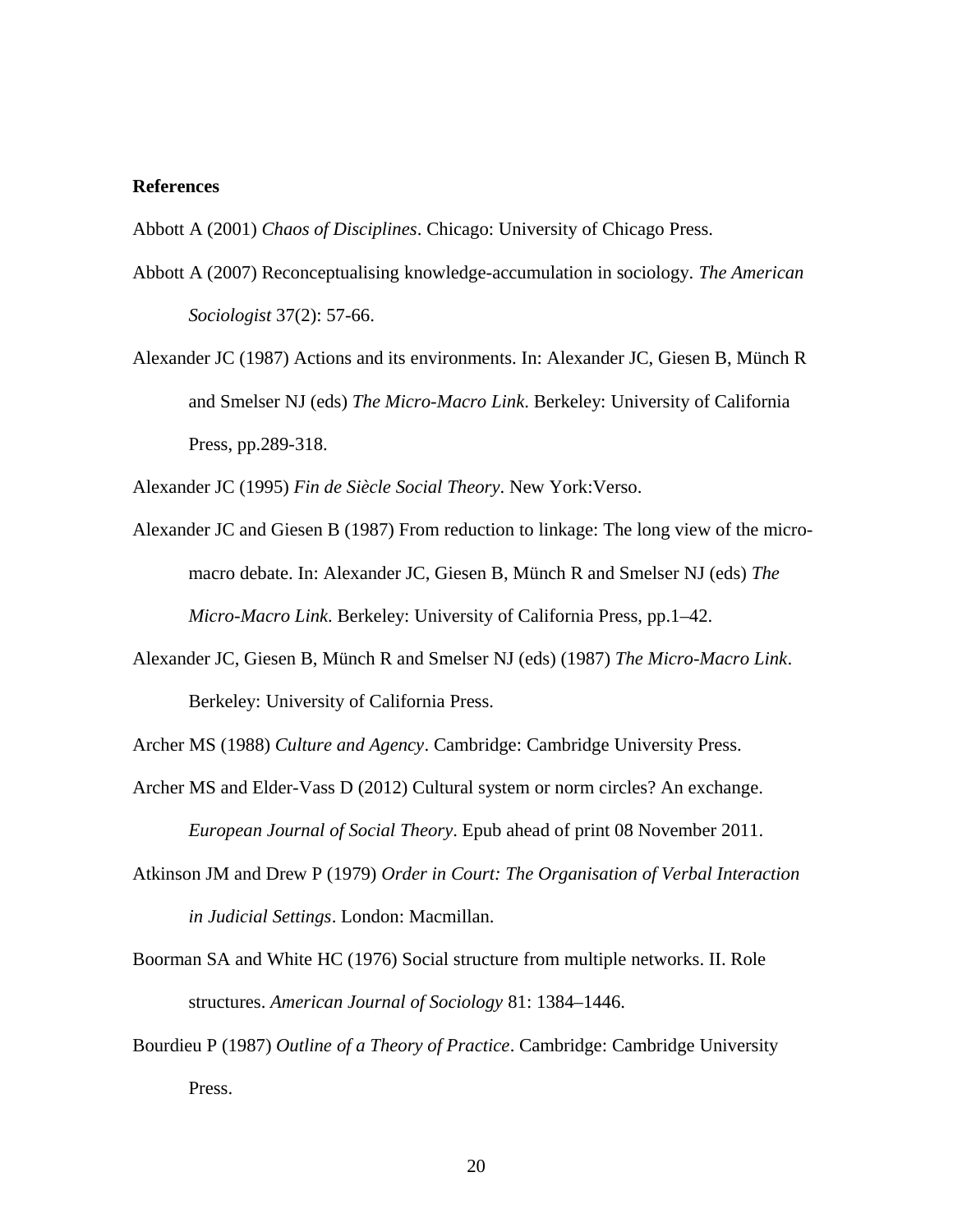**References**

Abbott A (2001) *Chaos of Disciplines*. Chicago: University of Chicago Press.

Abbott A (2007) Reconceptualising knowledge-accumulation in sociology. *The American Sociologist* 37(2): 57-66.

Alexander JC (1987) Actions and its environments. In: Alexander JC, Giesen B, Münch R and Smelser NJ (eds) *The Micro-Macro Link*. Berkeley: University of California Press, pp.289-318.

Alexander JC (1995) *Fin de Siècle Social Theory*. New York:Verso.

Alexander JC and Giesen B (1987) From reduction to linkage: The long view of the micro-macro debate. In: Alexander JC, Giesen B, Münch R and Smelser NJ (eds) *The Micro-Macro Link*. Berkeley: University of California Press, pp.1–42.

Alexander JC, Giesen B, Münch R and Smelser NJ (eds) (1987) *The Micro-Macro Link*. Berkeley: University of California Press.

Archer MS (1988) *Culture and Agency*. Cambridge: Cambridge University Press.

Archer MS and Elder-Vass D (2012) Cultural system or norm circles? An exchange. *European Journal of Social Theory*. Epub ahead of print 08 November 2011.

Atkinson JM and Drew P (1979) *Order in Court: The Organisation of Verbal Interaction in Judicial Settings*. London: Macmillan.

Boorman SA and White HC (1976) Social structure from multiple networks. II. Role structures. *American Journal of Sociology* 81: 1384–1446.

Bourdieu P (1987) *Outline of a Theory of Practice*. Cambridge: Cambridge University Press.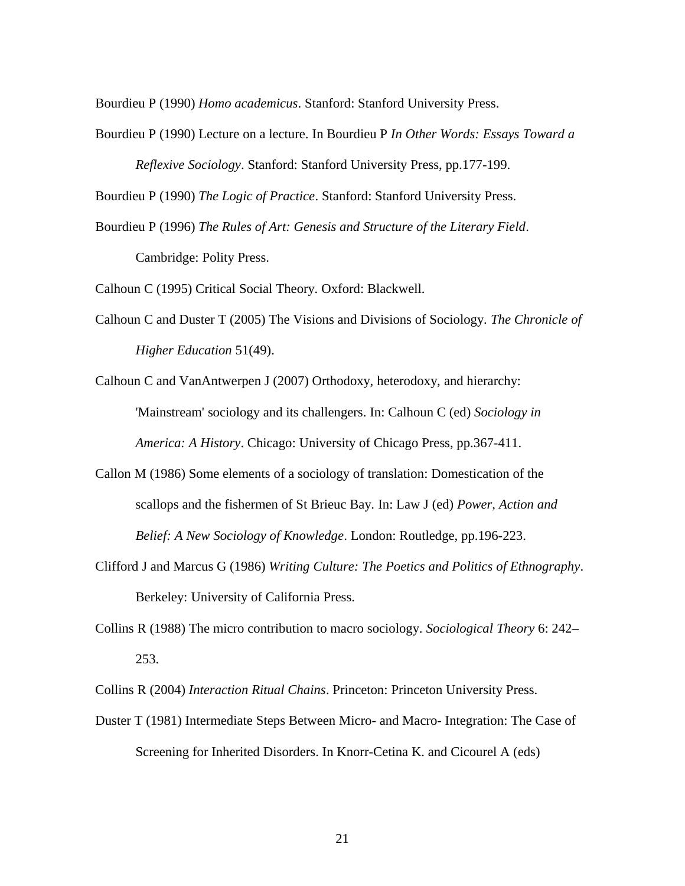Bourdieu P (1990) *Homo academicus*. Stanford: Stanford University Press.

Bourdieu P (1990) Lecture on a lecture. In Bourdieu P *In Other Words: Essays Toward a Reflexive Sociology*. Stanford: Stanford University Press, pp.177-199.

Bourdieu P (1990) *The Logic of Practice*. Stanford: Stanford University Press.

Bourdieu P (1996) *The Rules of Art: Genesis and Structure of the Literary Field*. Cambridge: Polity Press.

Calhoun C (1995) Critical Social Theory. Oxford: Blackwell.

Calhoun C and Duster T (2005) The Visions and Divisions of Sociology. *The Chronicle of Higher Education* 51(49).

Calhoun C and VanAntwerpen J (2007) Orthodoxy, heterodoxy, and hierarchy: 'Mainstream' sociology and its challengers. In: Calhoun C (ed) *Sociology in America: A History*. Chicago: University of Chicago Press, pp.367-411.

Callon M (1986) Some elements of a sociology of translation: Domestication of the scallops and the fishermen of St Brieuc Bay. In: Law J (ed) *Power, Action and Belief: A New Sociology of Knowledge*. London: Routledge, pp.196-223.

Clifford J and Marcus G (1986) *Writing Culture: The Poetics and Politics of Ethnography*. Berkeley: University of California Press.

Collins R (1988) The micro contribution to macro sociology. *Sociological Theory* 6: 242–253.

Collins R (2004) *Interaction Ritual Chains*. Princeton: Princeton University Press.

Duster T (1981) Intermediate Steps Between Micro- and Macro- Integration: The Case of Screening for Inherited Disorders. In Knorr-Cetina K. and Cicourel A (eds)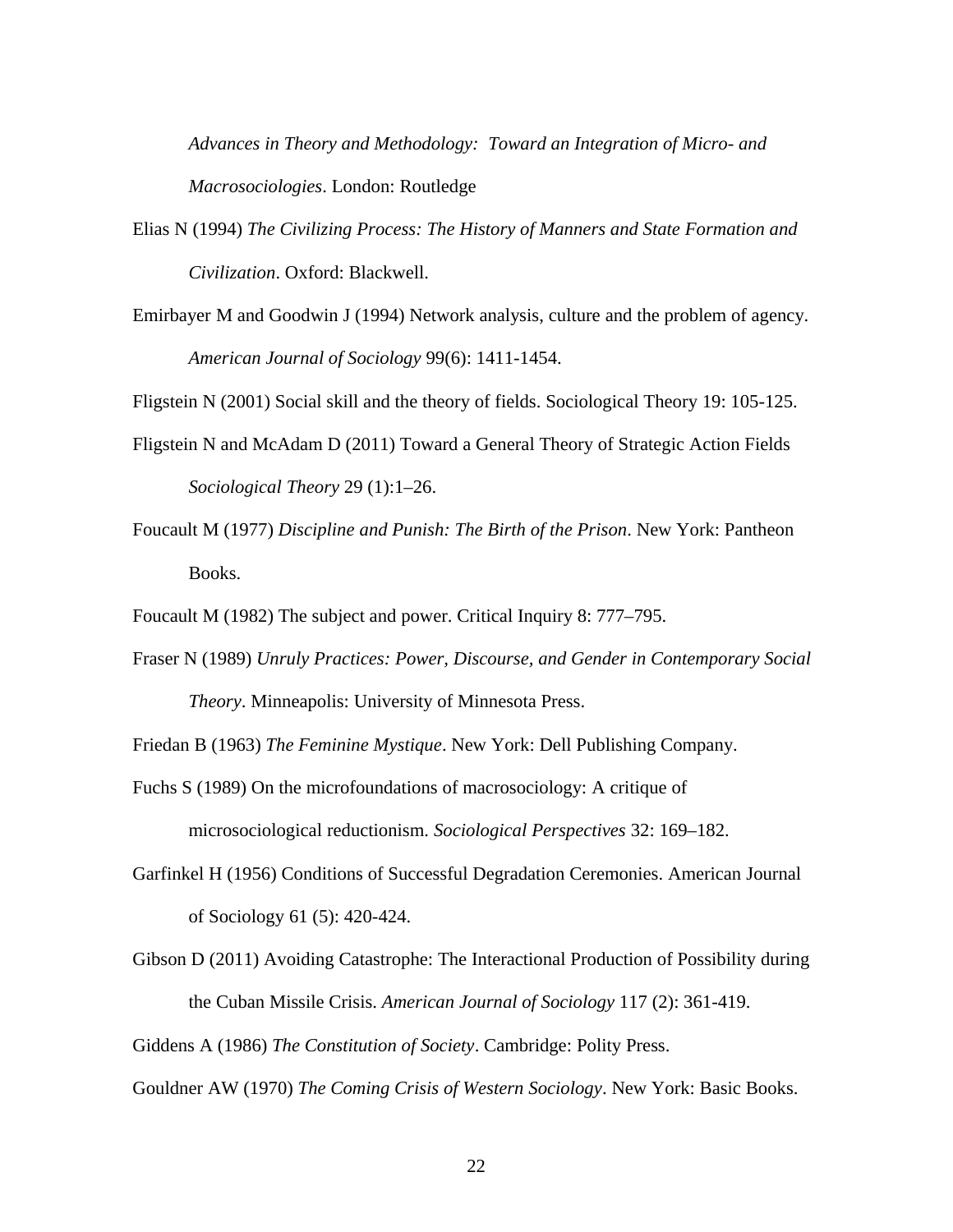*Advances in Theory and Methodology: Toward an Integration of Micro- and Macrosociologies*. London: Routledge

Elias N (1994) *The Civilizing Process: The History of Manners and State Formation and Civilization*. Oxford: Blackwell.

Emirbayer M and Goodwin J (1994) Network analysis, culture and the problem of agency. *American Journal of Sociology* 99(6): 1411-1454.

Fligstein N (2001) Social skill and the theory of fields. Sociological Theory 19: 105-125.

Fligstein N and McAdam D (2011) Toward a General Theory of Strategic Action Fields *Sociological Theory* 29 (1):1–26.

Foucault M (1977) *Discipline and Punish: The Birth of the Prison*. New York: Pantheon Books.

Foucault M (1982) The subject and power. Critical Inquiry 8: 777–795.

Fraser N (1989) *Unruly Practices: Power, Discourse, and Gender in Contemporary Social Theory*. Minneapolis: University of Minnesota Press.

Friedan B (1963) *The Feminine Mystique*. New York: Dell Publishing Company.

Fuchs S (1989) On the microfoundations of macrosociology: A critique of microsociological reductionism. *Sociological Perspectives* 32: 169–182.

Garfinkel H (1956) Conditions of Successful Degradation Ceremonies. American Journal of Sociology 61 (5): 420-424.

Gibson D (2011) Avoiding Catastrophe: The Interactional Production of Possibility during the Cuban Missile Crisis. *American Journal of Sociology* 117 (2): 361-419.

Giddens A (1986) *The Constitution of Society*. Cambridge: Polity Press.

Gouldner AW (1970) *The Coming Crisis of Western Sociology*. New York: Basic Books.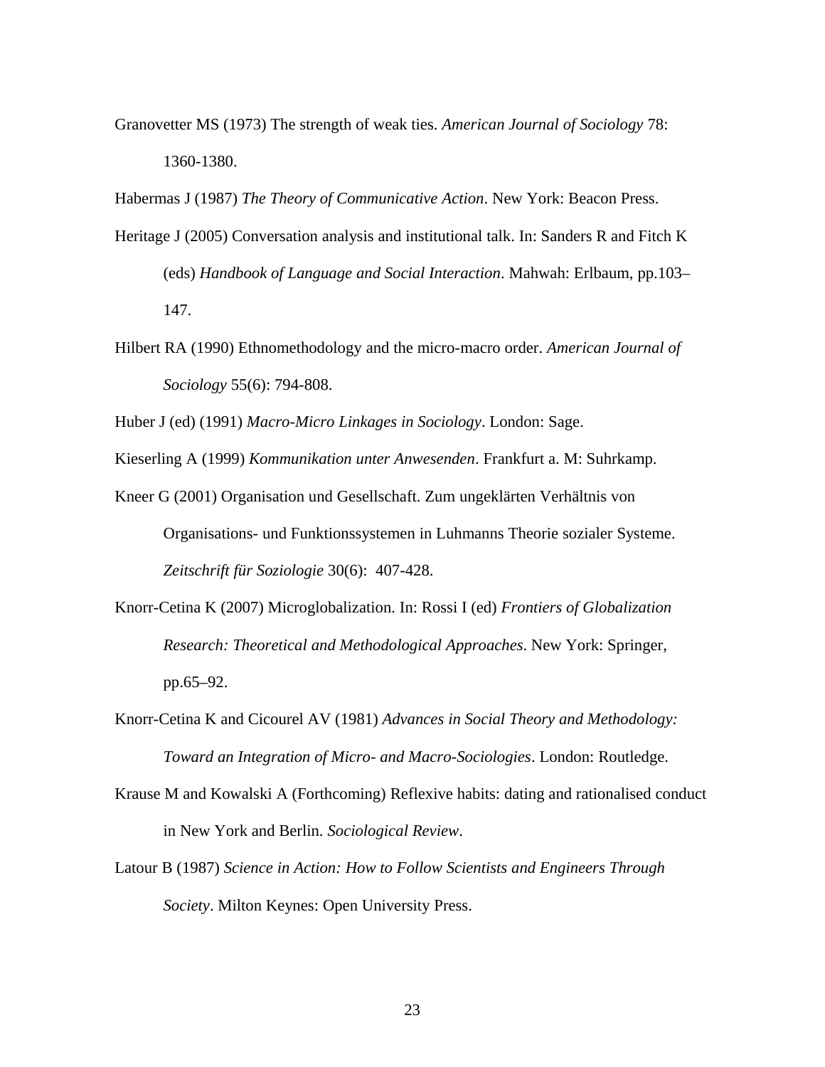Granovetter MS (1973) The strength of weak ties. *American Journal of Sociology* 78: 1360-1380.

Habermas J (1987) *The Theory of Communicative Action*. New York: Beacon Press.

Heritage J (2005) Conversation analysis and institutional talk. In: Sanders R and Fitch K (eds) *Handbook of Language and Social Interaction*. Mahwah: Erlbaum, pp.103–147.

Hilbert RA (1990) Ethnomethodology and the micro-macro order. *American Journal of Sociology* 55(6): 794-808.

Huber J (ed) (1991) *Macro-Micro Linkages in Sociology*. London: Sage.

Kieserling A (1999) *Kommunikation unter Anwesenden*. Frankfurt a. M: Suhrkamp.

Kneer G (2001) Organisation und Gesellschaft. Zum ungeklärten Verhältnis von Organisations- und Funktionssystemen in Luhmanns Theorie sozialer Systeme. *Zeitschrift für Soziologie* 30(6): 407-428.

Knorr-Cetina K (2007) Microglobalization. In: Rossi I (ed) *Frontiers of Globalization Research: Theoretical and Methodological Approaches*. New York: Springer, pp.65–92.

Knorr-Cetina K and Cicourel AV (1981) *Advances in Social Theory and Methodology: Toward an Integration of Micro- and Macro-Sociologies*. London: Routledge.

Krause M and Kowalski A (Forthcoming) Reflexive habits: dating and rationalised conduct in New York and Berlin. *Sociological Review*.

Latour B (1987) *Science in Action: How to Follow Scientists and Engineers Through Society*. Milton Keynes: Open University Press.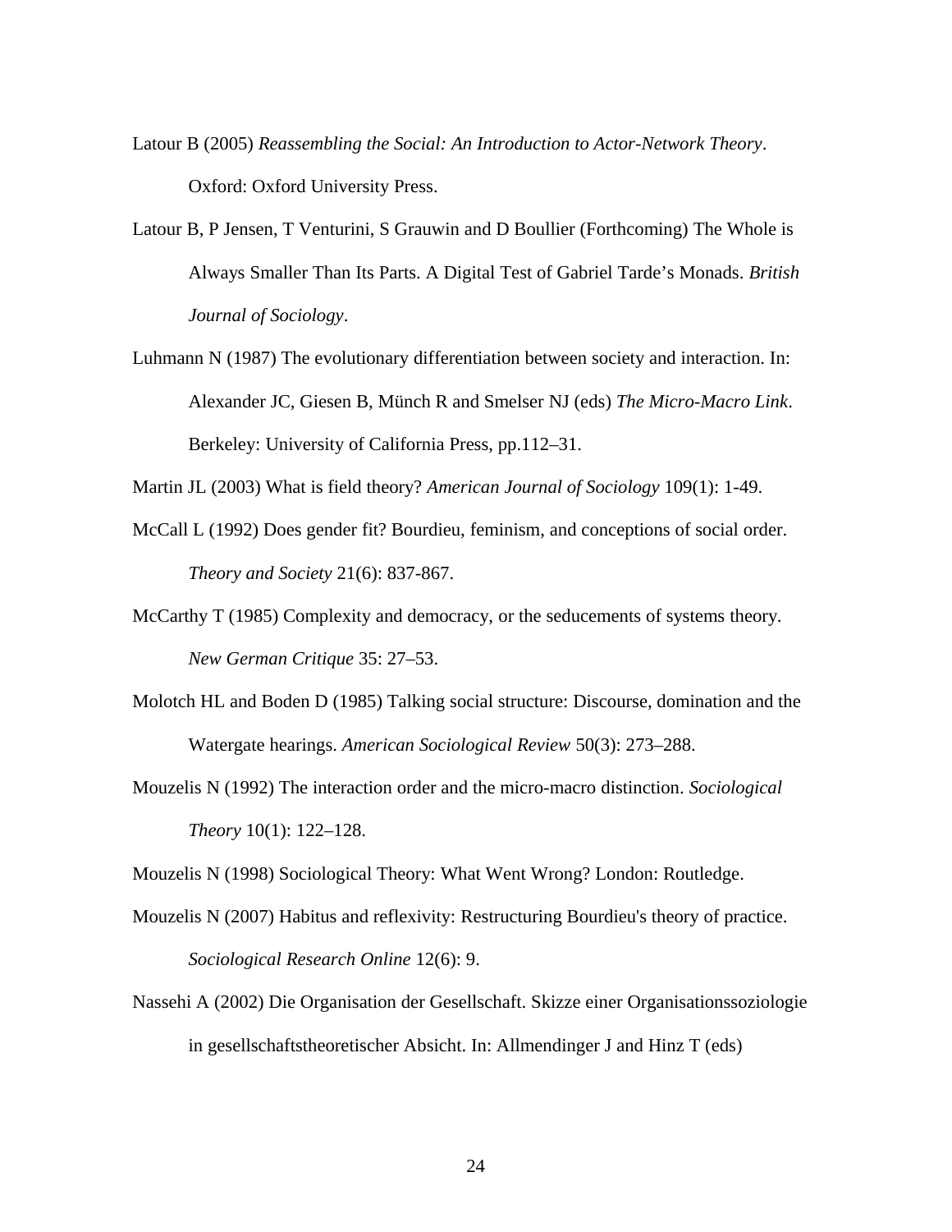Latour B (2005) *Reassembling the Social: An Introduction to Actor-Network Theory*. Oxford: Oxford University Press.

Latour B, P Jensen, T Venturini, S Grauwin and D Boullier (Forthcoming) The Whole is Always Smaller Than Its Parts. A Digital Test of Gabriel Tarde's Monads. *British Journal of Sociology*.

Luhmann N (1987) The evolutionary differentiation between society and interaction. In: Alexander JC, Giesen B, Münch R and Smelser NJ (eds) *The Micro-Macro Link*. Berkeley: University of California Press, pp.112–31.

Martin JL (2003) What is field theory? *American Journal of Sociology* 109(1): 1-49.

McCall L (1992) Does gender fit? Bourdieu, feminism, and conceptions of social order. *Theory and Society* 21(6): 837-867.

McCarthy T (1985) Complexity and democracy, or the seducements of systems theory. *New German Critique* 35: 27–53.

Molotch HL and Boden D (1985) Talking social structure: Discourse, domination and the Watergate hearings. *American Sociological Review* 50(3): 273–288.

Mouzelis N (1992) The interaction order and the micro-macro distinction. *Sociological Theory* 10(1): 122–128.

Mouzelis N (1998) Sociological Theory: What Went Wrong? London: Routledge.

Mouzelis N (2007) Habitus and reflexivity: Restructuring Bourdieu's theory of practice. *Sociological Research Online* 12(6): 9.

Nassehi A (2002) Die Organisation der Gesellschaft. Skizze einer Organisationssoziologie in gesellschaftstheoretischer Absicht. In: Allmendinger J and Hinz T (eds)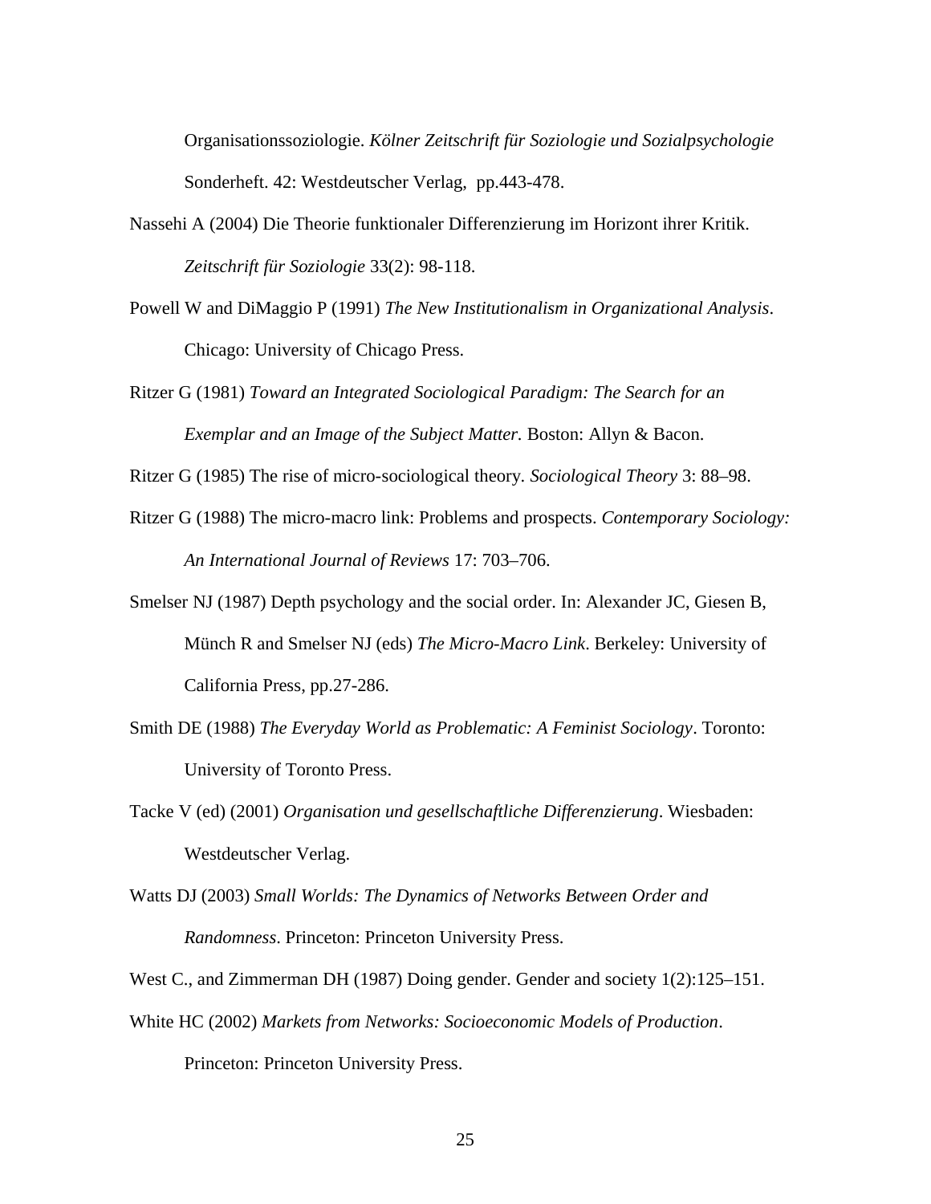Organisationssoziologie. *Kölner Zeitschrift für Soziologie und Sozialpsychologie* Sonderheft. 42: Westdeutscher Verlag, pp.443-478.

Nassehi A (2004) Die Theorie funktionaler Differenzierung im Horizont ihrer Kritik. *Zeitschrift für Soziologie* 33(2): 98-118.

Powell W and DiMaggio P (1991) *The New Institutionalism in Organizational Analysis*. Chicago: University of Chicago Press.

Ritzer G (1981) *Toward an Integrated Sociological Paradigm: The Search for an Exemplar and an Image of the Subject Matter.* Boston: Allyn & Bacon.

Ritzer G (1985) The rise of micro-sociological theory. *Sociological Theory* 3: 88–98.

Ritzer G (1988) The micro-macro link: Problems and prospects. *Contemporary Sociology: An International Journal of Reviews* 17: 703–706.

Smelser NJ (1987) Depth psychology and the social order. In: Alexander JC, Giesen B, Münch R and Smelser NJ (eds) *The Micro-Macro Link*. Berkeley: University of California Press, pp.27-286.

Smith DE (1988) *The Everyday World as Problematic: A Feminist Sociology*. Toronto: University of Toronto Press.

Tacke V (ed) (2001) *Organisation und gesellschaftliche Differenzierung*. Wiesbaden: Westdeutscher Verlag.

Watts DJ (2003) *Small Worlds: The Dynamics of Networks Between Order and Randomness*. Princeton: Princeton University Press.

West C., and Zimmerman DH (1987) Doing gender. Gender and society 1(2):125–151.

White HC (2002) *Markets from Networks: Socioeconomic Models of Production*. Princeton: Princeton University Press.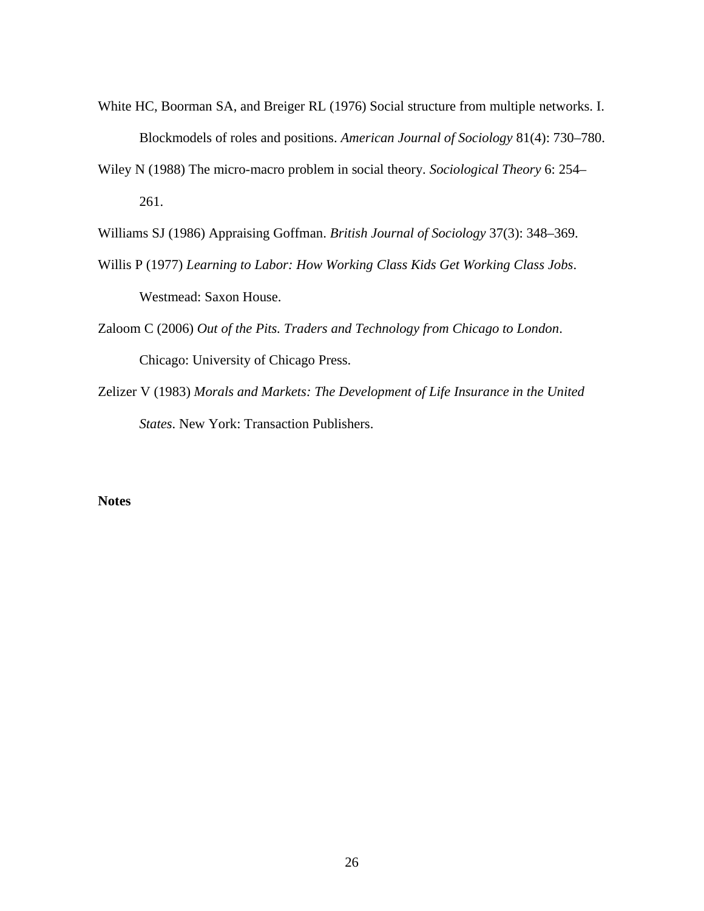White HC, Boorman SA, and Breiger RL (1976) Social structure from multiple networks. I. Blockmodels of roles and positions. *American Journal of Sociology* 81(4): 730–780.

Wiley N (1988) The micro-macro problem in social theory. *Sociological Theory* 6: 254–261.

Williams SJ (1986) Appraising Goffman. *British Journal of Sociology* 37(3): 348–369.

Willis P (1977) *Learning to Labor: How Working Class Kids Get Working Class Jobs*. Westmead: Saxon House.

Zaloom C (2006) *Out of the Pits. Traders and Technology from Chicago to London*. Chicago: University of Chicago Press.

Zelizer V (1983) *Morals and Markets: The Development of Life Insurance in the United States*. New York: Transaction Publishers.

**Notes**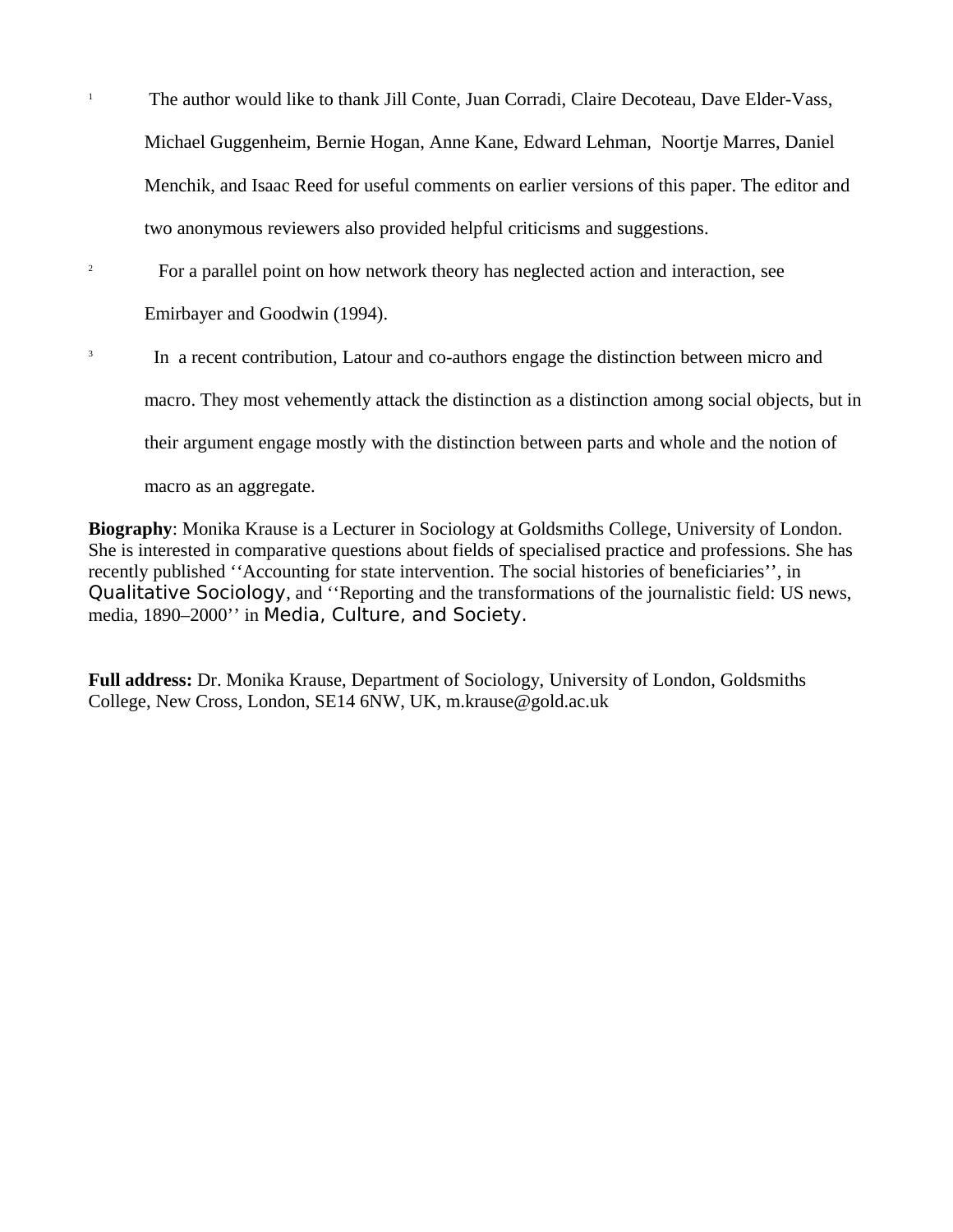[1] The author would like to thank Jill Conte, Juan Corradi, Claire Decoteau, Dave Elder-Vass, Michael Guggenheim, Bernie Hogan, Anne Kane, Edward Lehman, Noortje Marres, Daniel Menchik, and Isaac Reed for useful comments on earlier versions of this paper. The editor and two anonymous reviewers also provided helpful criticisms and suggestions.

[2] For a parallel point on how network theory has neglected action and interaction, see Emirbayer and Goodwin (1994).

[3] In a recent contribution, Latour and co-authors engage the distinction between micro and macro. They most vehemently attack the distinction as a distinction among social objects, but in their argument engage mostly with the distinction between parts and whole and the notion of macro as an aggregate.

**Biography**: Monika Krause is a Lecturer in Sociology at Goldsmiths College, University of London. She is interested in comparative questions about fields of specialised practice and professions. She has recently published ''Accounting for state intervention. The social histories of beneficiaries'', in *Qualitative Sociology*, and ''Reporting and the transformations of the journalistic field: US news, media, 1890–2000'' in *Media, Culture, and Society*.

**Full address:** Dr. Monika Krause, Department of Sociology, University of London, Goldsmiths College, New Cross, London, SE14 6NW, UK, m.krause@gold.ac.uk